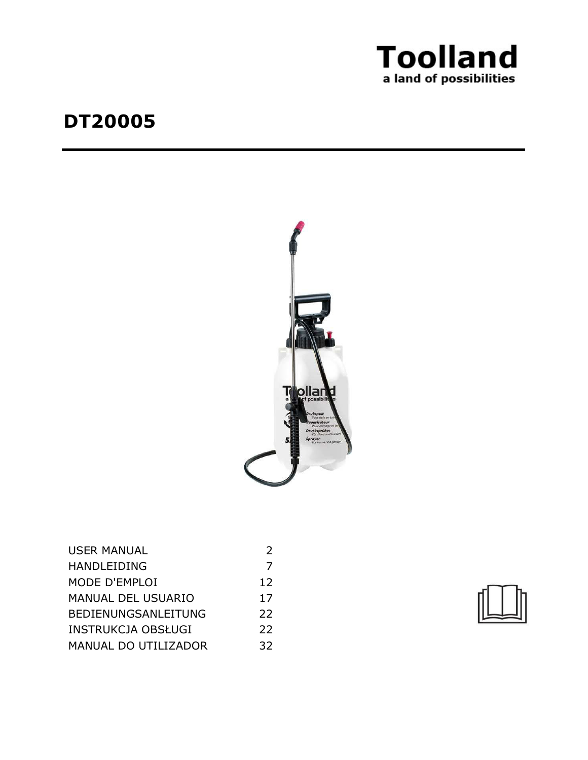**Toolland**
a land of possibilities

# DT20005

| | |
|---|---|
| USER MANUAL | 2 |
| HANDLEIDING | 7 |
| MODE D'EMPLOI | 12 |
| MANUAL DEL USUARIO | 17 |
| BEDIENUNGSANLEITUNG | 22 |
| INSTRUKCJA OBSŁUGI | 22 |
| MANUAL DO UTILIZADOR | 32 |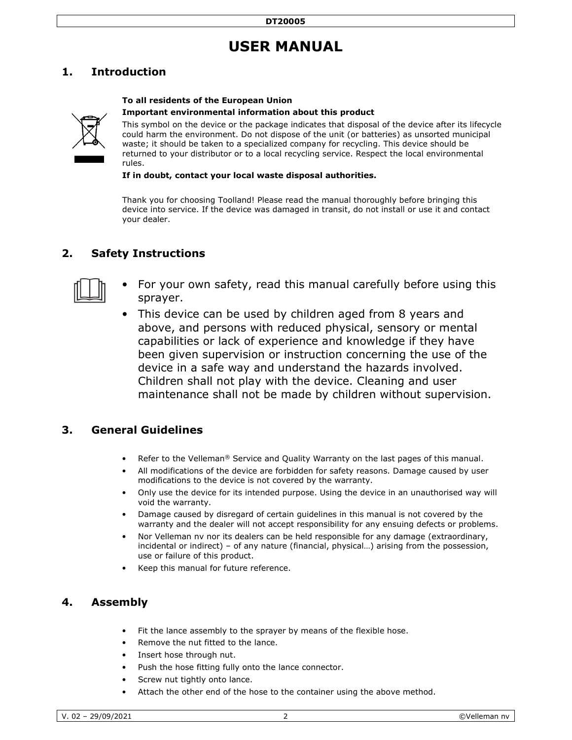# USER MANUAL

## 1. Introduction

**To all residents of the European Union**

**Important environmental information about this product**

This symbol on the device or the package indicates that disposal of the device after its lifecycle could harm the environment. Do not dispose of the unit (or batteries) as unsorted municipal waste; it should be taken to a specialized company for recycling. This device should be returned to your distributor or to a local recycling service. Respect the local environmental rules.

**If in doubt, contact your local waste disposal authorities.**

Thank you for choosing Toolland! Please read the manual thoroughly before bringing this device into service. If the device was damaged in transit, do not install or use it and contact your dealer.

## 2. Safety Instructions

- For your own safety, read this manual carefully before using this sprayer.
- This device can be used by children aged from 8 years and above, and persons with reduced physical, sensory or mental capabilities or lack of experience and knowledge if they have been given supervision or instruction concerning the use of the device in a safe way and understand the hazards involved. Children shall not play with the device. Cleaning and user maintenance shall not be made by children without supervision.

## 3. General Guidelines

- Refer to the Velleman® Service and Quality Warranty on the last pages of this manual.
- All modifications of the device are forbidden for safety reasons. Damage caused by user modifications to the device is not covered by the warranty.
- Only use the device for its intended purpose. Using the device in an unauthorised way will void the warranty.
- Damage caused by disregard of certain guidelines in this manual is not covered by the warranty and the dealer will not accept responsibility for any ensuing defects or problems.
- Nor Velleman nv nor its dealers can be held responsible for any damage (extraordinary, incidental or indirect) – of any nature (financial, physical…) arising from the possession, use or failure of this product.
- Keep this manual for future reference.

## 4. Assembly

- Fit the lance assembly to the sprayer by means of the flexible hose.
- Remove the nut fitted to the lance.
- Insert hose through nut.
- Push the hose fitting fully onto the lance connector.
- Screw nut tightly onto lance.
- Attach the other end of the hose to the container using the above method.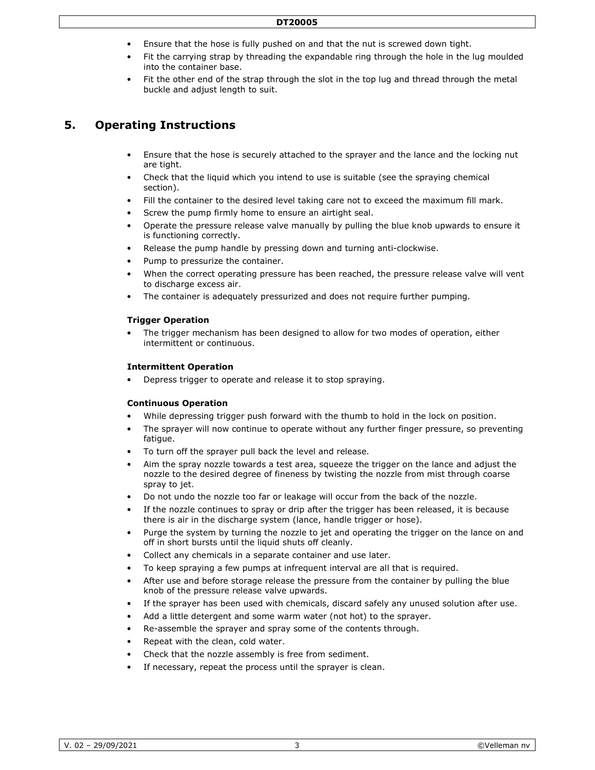- Ensure that the hose is fully pushed on and that the nut is screwed down tight.
- Fit the carrying strap by threading the expandable ring through the hole in the lug moulded into the container base.
- Fit the other end of the strap through the slot in the top lug and thread through the metal buckle and adjust length to suit.

## 5. Operating Instructions

- Ensure that the hose is securely attached to the sprayer and the lance and the locking nut are tight.
- Check that the liquid which you intend to use is suitable (see the spraying chemical section).
- Fill the container to the desired level taking care not to exceed the maximum fill mark.
- Screw the pump firmly home to ensure an airtight seal.
- Operate the pressure release valve manually by pulling the blue knob upwards to ensure it is functioning correctly.
- Release the pump handle by pressing down and turning anti-clockwise.
- Pump to pressurize the container.
- When the correct operating pressure has been reached, the pressure release valve will vent to discharge excess air.
- The container is adequately pressurized and does not require further pumping.

**Trigger Operation**

- The trigger mechanism has been designed to allow for two modes of operation, either intermittent or continuous.

**Intermittent Operation**

- Depress trigger to operate and release it to stop spraying.

**Continuous Operation**

- While depressing trigger push forward with the thumb to hold in the lock on position.
- The sprayer will now continue to operate without any further finger pressure, so preventing fatigue.
- To turn off the sprayer pull back the level and release.
- Aim the spray nozzle towards a test area, squeeze the trigger on the lance and adjust the nozzle to the desired degree of fineness by twisting the nozzle from mist through coarse spray to jet.
- Do not undo the nozzle too far or leakage will occur from the back of the nozzle.
- If the nozzle continues to spray or drip after the trigger has been released, it is because there is air in the discharge system (lance, handle trigger or hose).
- Purge the system by turning the nozzle to jet and operating the trigger on the lance on and off in short bursts until the liquid shuts off cleanly.
- Collect any chemicals in a separate container and use later.
- To keep spraying a few pumps at infrequent interval are all that is required.
- After use and before storage release the pressure from the container by pulling the blue knob of the pressure release valve upwards.
- If the sprayer has been used with chemicals, discard safely any unused solution after use.
- Add a little detergent and some warm water (not hot) to the sprayer.
- Re-assemble the sprayer and spray some of the contents through.
- Repeat with the clean, cold water.
- Check that the nozzle assembly is free from sediment.
- If necessary, repeat the process until the sprayer is clean.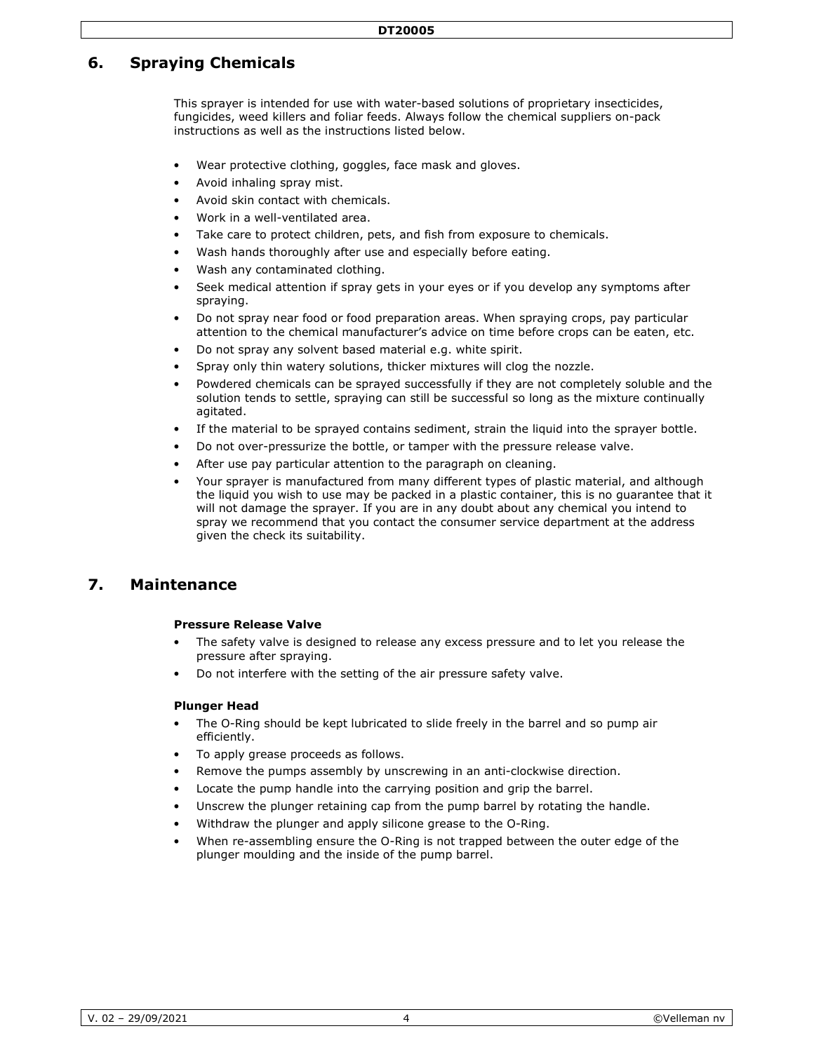## 6. Spraying Chemicals

This sprayer is intended for use with water-based solutions of proprietary insecticides, fungicides, weed killers and foliar feeds. Always follow the chemical suppliers on-pack instructions as well as the instructions listed below.

- Wear protective clothing, goggles, face mask and gloves.
- Avoid inhaling spray mist.
- Avoid skin contact with chemicals.
- Work in a well-ventilated area.
- Take care to protect children, pets, and fish from exposure to chemicals.
- Wash hands thoroughly after use and especially before eating.
- Wash any contaminated clothing.
- Seek medical attention if spray gets in your eyes or if you develop any symptoms after spraying.
- Do not spray near food or food preparation areas. When spraying crops, pay particular attention to the chemical manufacturer's advice on time before crops can be eaten, etc.
- Do not spray any solvent based material e.g. white spirit.
- Spray only thin watery solutions, thicker mixtures will clog the nozzle.
- Powdered chemicals can be sprayed successfully if they are not completely soluble and the solution tends to settle, spraying can still be successful so long as the mixture continually agitated.
- If the material to be sprayed contains sediment, strain the liquid into the sprayer bottle.
- Do not over-pressurize the bottle, or tamper with the pressure release valve.
- After use pay particular attention to the paragraph on cleaning.
- Your sprayer is manufactured from many different types of plastic material, and although the liquid you wish to use may be packed in a plastic container, this is no guarantee that it will not damage the sprayer. If you are in any doubt about any chemical you intend to spray we recommend that you contact the consumer service department at the address given the check its suitability.

## 7. Maintenance

**Pressure Release Valve**

- The safety valve is designed to release any excess pressure and to let you release the pressure after spraying.
- Do not interfere with the setting of the air pressure safety valve.

**Plunger Head**

- The O-Ring should be kept lubricated to slide freely in the barrel and so pump air efficiently.
- To apply grease proceeds as follows.
- Remove the pumps assembly by unscrewing in an anti-clockwise direction.
- Locate the pump handle into the carrying position and grip the barrel.
- Unscrew the plunger retaining cap from the pump barrel by rotating the handle.
- Withdraw the plunger and apply silicone grease to the O-Ring.
- When re-assembling ensure the O-Ring is not trapped between the outer edge of the plunger moulding and the inside of the pump barrel.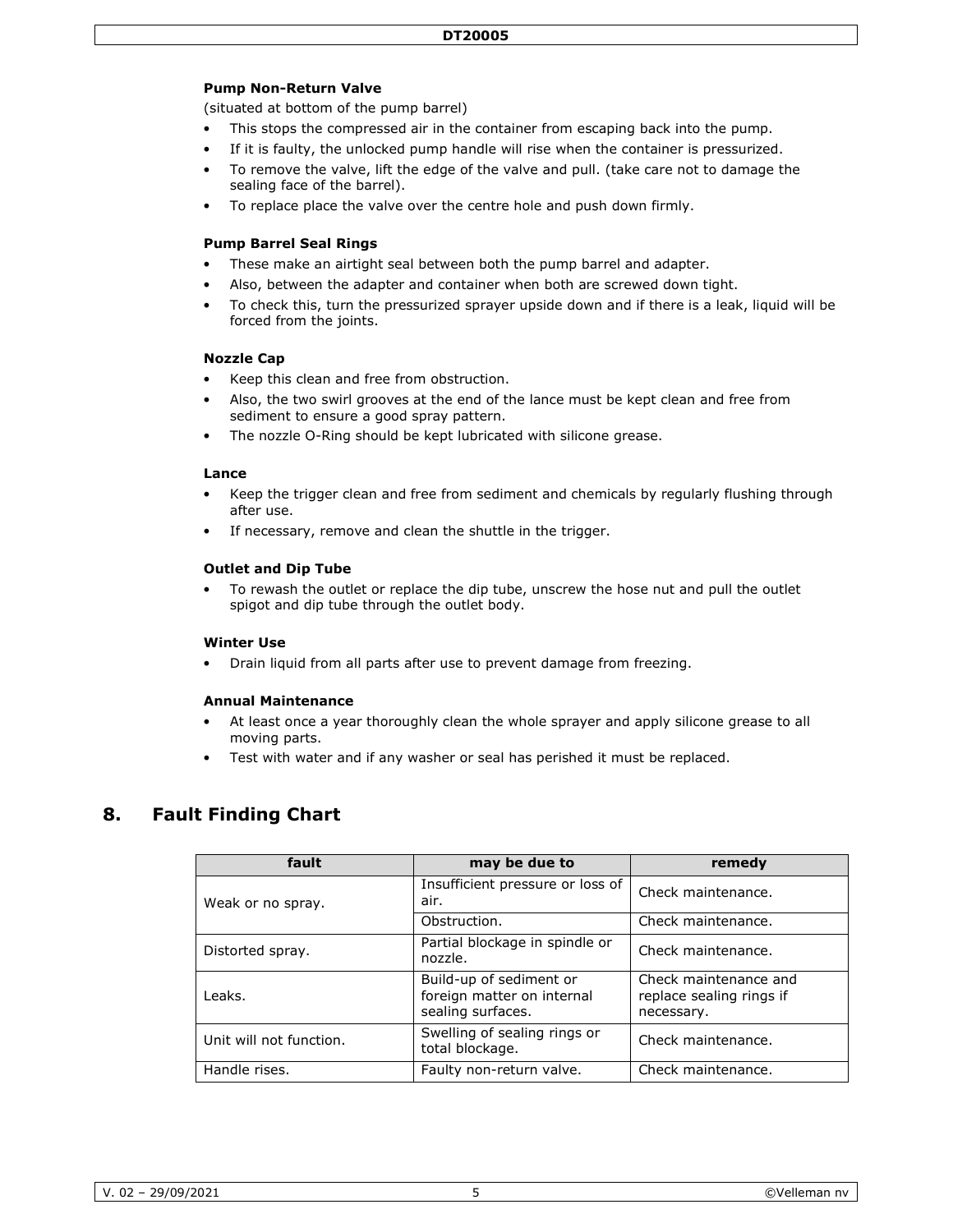**Pump Non-Return Valve**

(situated at bottom of the pump barrel)

- This stops the compressed air in the container from escaping back into the pump.
- If it is faulty, the unlocked pump handle will rise when the container is pressurized.
- To remove the valve, lift the edge of the valve and pull. (take care not to damage the sealing face of the barrel).
- To replace place the valve over the centre hole and push down firmly.

**Pump Barrel Seal Rings**

- These make an airtight seal between both the pump barrel and adapter.
- Also, between the adapter and container when both are screwed down tight.
- To check this, turn the pressurized sprayer upside down and if there is a leak, liquid will be forced from the joints.

**Nozzle Cap**

- Keep this clean and free from obstruction.
- Also, the two swirl grooves at the end of the lance must be kept clean and free from sediment to ensure a good spray pattern.
- The nozzle O-Ring should be kept lubricated with silicone grease.

**Lance**

- Keep the trigger clean and free from sediment and chemicals by regularly flushing through after use.
- If necessary, remove and clean the shuttle in the trigger.

**Outlet and Dip Tube**

- To rewash the outlet or replace the dip tube, unscrew the hose nut and pull the outlet spigot and dip tube through the outlet body.

**Winter Use**

- Drain liquid from all parts after use to prevent damage from freezing.

**Annual Maintenance**

- At least once a year thoroughly clean the whole sprayer and apply silicone grease to all moving parts.
- Test with water and if any washer or seal has perished it must be replaced.

## 8. Fault Finding Chart

| fault | may be due to | remedy |
|---|---|---|
| Weak or no spray. | Insufficient pressure or loss of air. | Check maintenance. |
| | Obstruction. | Check maintenance. |
| Distorted spray. | Partial blockage in spindle or nozzle. | Check maintenance. |
| Leaks. | Build-up of sediment or foreign matter on internal sealing surfaces. | Check maintenance and replace sealing rings if necessary. |
| Unit will not function. | Swelling of sealing rings or total blockage. | Check maintenance. |
| Handle rises. | Faulty non-return valve. | Check maintenance. |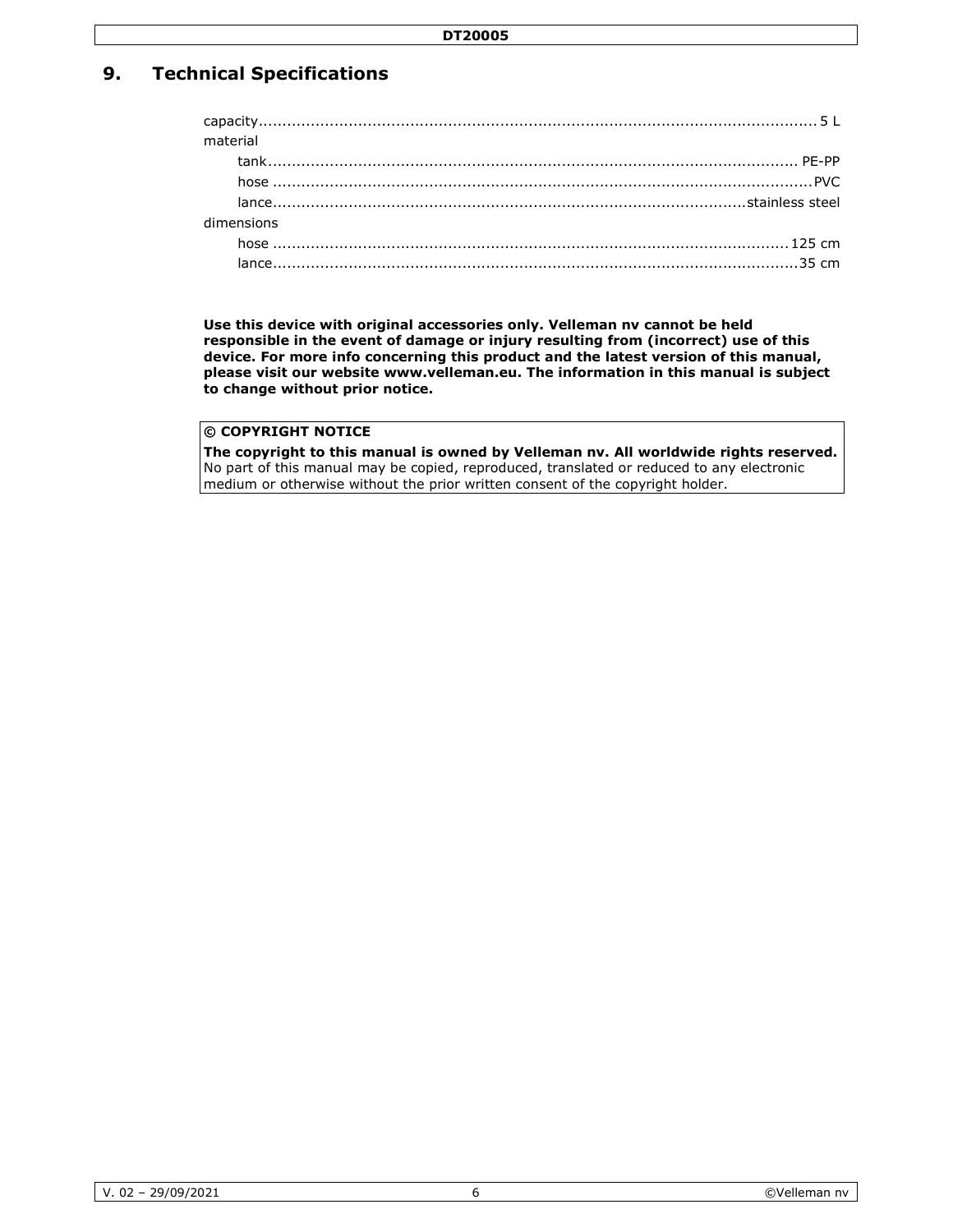## 9. Technical Specifications

| | |
|---|---|
| capacity | 5 L |
| material | |
| tank | PE-PP |
| hose | PVC |
| lance | stainless steel |
| dimensions | |
| hose | 125 cm |
| lance | 35 cm |

**Use this device with original accessories only. Velleman nv cannot be held responsible in the event of damage or injury resulting from (incorrect) use of this device. For more info concerning this product and the latest version of this manual, please visit our website www.velleman.eu. The information in this manual is subject to change without prior notice.**

**© COPYRIGHT NOTICE**

**The copyright to this manual is owned by Velleman nv. All worldwide rights reserved.** No part of this manual may be copied, reproduced, translated or reduced to any electronic medium or otherwise without the prior written consent of the copyright holder.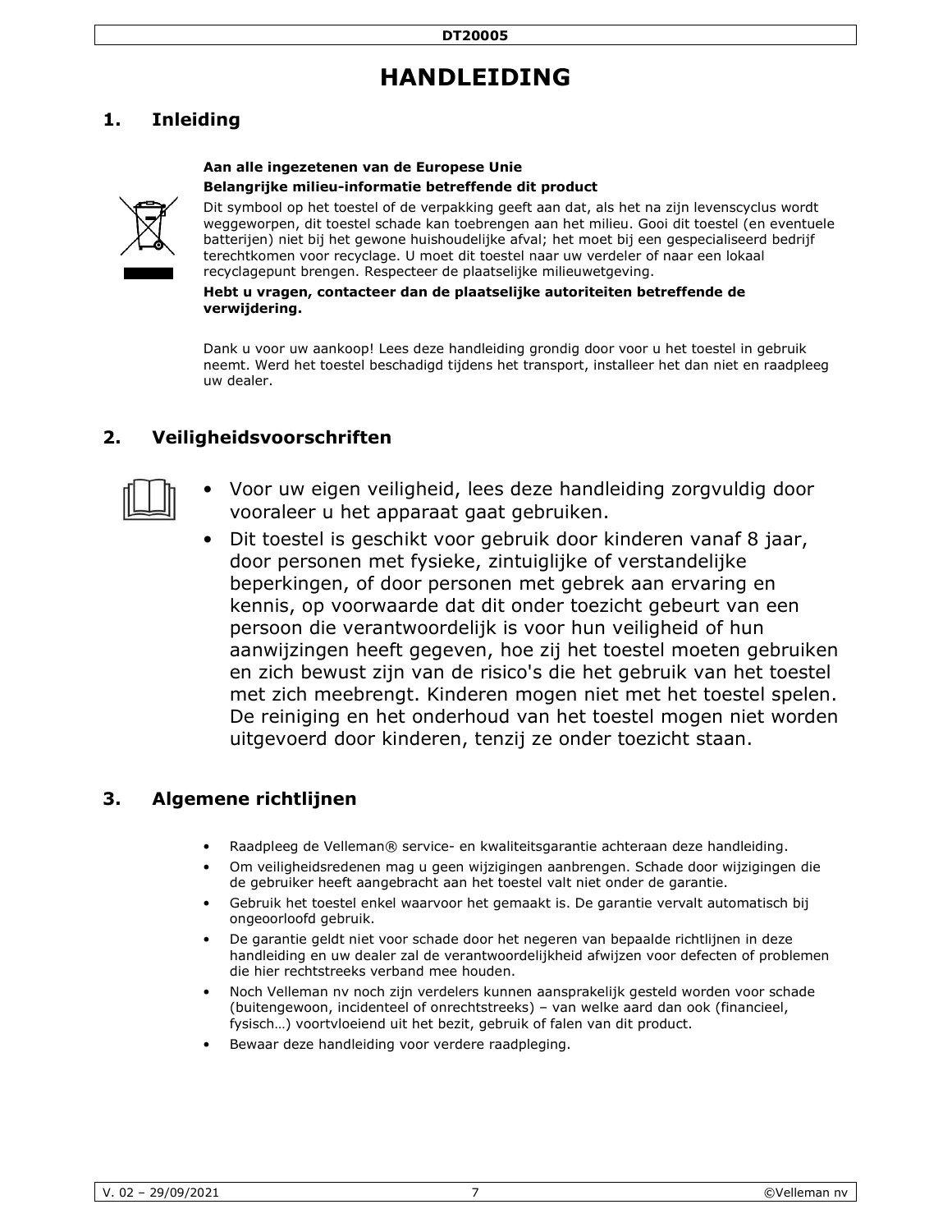# HANDLEIDING

## 1. Inleiding

**Aan alle ingezetenen van de Europese Unie**

**Belangrijke milieu-informatie betreffende dit product**

Dit symbool op het toestel of de verpakking geeft aan dat, als het na zijn levenscyclus wordt weggeworpen, dit toestel schade kan toebrengen aan het milieu. Gooi dit toestel (en eventuele batterijen) niet bij het gewone huishoudelijke afval; het moet bij een gespecialiseerd bedrijf terechtkomen voor recyclage. U moet dit toestel naar uw verdeler of naar een lokaal recyclagepunt brengen. Respecteer de plaatselijke milieuwetgeving.

**Hebt u vragen, contacteer dan de plaatselijke autoriteiten betreffende de verwijdering.**

Dank u voor uw aankoop! Lees deze handleiding grondig door voor u het toestel in gebruik neemt. Werd het toestel beschadigd tijdens het transport, installeer het dan niet en raadpleeg uw dealer.

## 2. Veiligheidsvoorschriften

- Voor uw eigen veiligheid, lees deze handleiding zorgvuldig door vooraleer u het apparaat gaat gebruiken.
- Dit toestel is geschikt voor gebruik door kinderen vanaf 8 jaar, door personen met fysieke, zintuiglijke of verstandelijke beperkingen, of door personen met gebrek aan ervaring en kennis, op voorwaarde dat dit onder toezicht gebeurt van een persoon die verantwoordelijk is voor hun veiligheid of hun aanwijzingen heeft gegeven, hoe zij het toestel moeten gebruiken en zich bewust zijn van de risico's die het gebruik van het toestel met zich meebrengt. Kinderen mogen niet met het toestel spelen. De reiniging en het onderhoud van het toestel mogen niet worden uitgevoerd door kinderen, tenzij ze onder toezicht staan.

## 3. Algemene richtlijnen

- Raadpleeg de Velleman® service- en kwaliteitsgarantie achteraan deze handleiding.
- Om veiligheidsredenen mag u geen wijzigingen aanbrengen. Schade door wijzigingen die de gebruiker heeft aangebracht aan het toestel valt niet onder de garantie.
- Gebruik het toestel enkel waarvoor het gemaakt is. De garantie vervalt automatisch bij ongeoorloofd gebruik.
- De garantie geldt niet voor schade door het negeren van bepaalde richtlijnen in deze handleiding en uw dealer zal de verantwoordelijkheid afwijzen voor defecten of problemen die hier rechtstreeks verband mee houden.
- Noch Velleman nv noch zijn verdelers kunnen aansprakelijk gesteld worden voor schade (buitengewoon, incidenteel of onrechtstreeks) – van welke aard dan ook (financieel, fysisch…) voortvloeiend uit het bezit, gebruik of falen van dit product.
- Bewaar deze handleiding voor verdere raadpleging.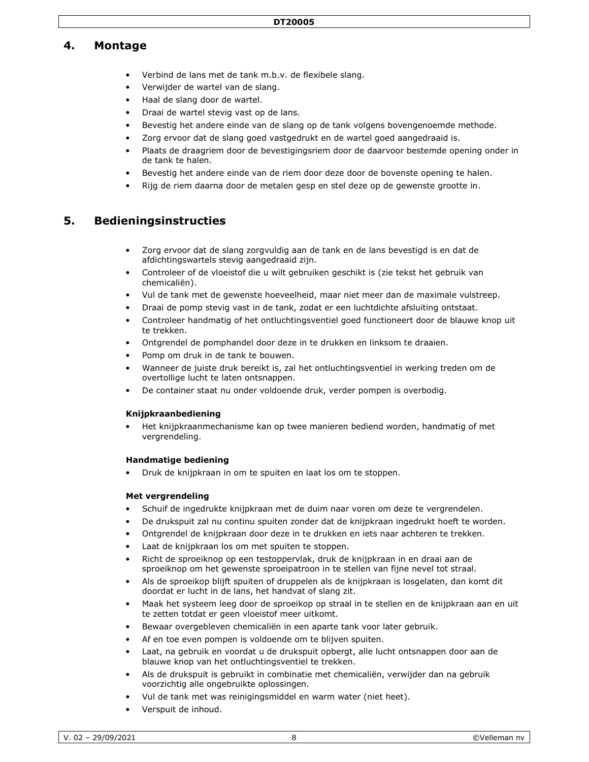# 4. Montage

- Verbind de lans met de tank m.b.v. de flexibele slang.
- Verwijder de wartel van de slang.
- Haal de slang door de wartel.
- Draai de wartel stevig vast op de lans.
- Bevestig het andere einde van de slang op de tank volgens bovengenoemde methode.
- Zorg ervoor dat de slang goed vastgedrukt en de wartel goed aangedraaid is.
- Plaats de draagriem door de bevestigingsriem door de daarvoor bestemde opening onder in de tank te halen.
- Bevestig het andere einde van de riem door deze door de bovenste opening te halen.
- Rijg de riem daarna door de metalen gesp en stel deze op de gewenste grootte in.

# 5. Bedieningsinstructies

- Zorg ervoor dat de slang zorgvuldig aan de tank en de lans bevestigd is en dat de afdichtingswartels stevig aangedraaid zijn.
- Controleer of de vloeistof die u wilt gebruiken geschikt is (zie tekst het gebruik van chemicaliën).
- Vul de tank met de gewenste hoeveelheid, maar niet meer dan de maximale vulstreep.
- Draai de pomp stevig vast in de tank, zodat er een luchtdichte afsluiting ontstaat.
- Controleer handmatig of het ontluchtingsventiel goed functioneert door de blauwe knop uit te trekken.
- Ontgrendel de pomphandel door deze in te drukken en linksom te draaien.
- Pomp om druk in de tank te bouwen.
- Wanneer de juiste druk bereikt is, zal het ontluchtingsventiel in werking treden om de overtollige lucht te laten ontsnappen.
- De container staat nu onder voldoende druk, verder pompen is overbodig.

**Knijpkraanbediening**

- Het knijpkraanmechanisme kan op twee manieren bediend worden, handmatig of met vergrendeling.

**Handmatige bediening**

- Druk de knijpkraan in om te spuiten en laat los om te stoppen.

**Met vergrendeling**

- Schuif de ingedrukte knijpkraan met de duim naar voren om deze te vergrendelen.
- De drukspuit zal nu continu spuiten zonder dat de knijpkraan ingedrukt hoeft te worden.
- Ontgrendel de knijpkraan door deze in te drukken en iets naar achteren te trekken.
- Laat de knijpkraan los om met spuiten te stoppen.
- Richt de sproeiknop op een testoppervlak, druk de knijpkraan in en draai aan de sproeiknop om het gewenste sproeipatroon in te stellen van fijne nevel tot straal.
- Als de sproeikop blijft spuiten of druppelen als de knijpkraan is losgelaten, dan komt dit doordat er lucht in de lans, het handvat of slang zit.
- Maak het systeem leeg door de sproeikop op straal in te stellen en de knijpkraan aan en uit te zetten totdat er geen vloeistof meer uitkomt.
- Bewaar overgebleven chemicaliën in een aparte tank voor later gebruik.
- Af en toe even pompen is voldoende om te blijven spuiten.
- Laat, na gebruik en voordat u de drukspuit opbergt, alle lucht ontsnappen door aan de blauwe knop van het ontluchtingsventiel te trekken.
- Als de drukspuit is gebruikt in combinatie met chemicaliën, verwijder dan na gebruik voorzichtig alle ongebruikte oplossingen.
- Vul de tank met was reinigingsmiddel en warm water (niet heet).
- Verspuit de inhoud.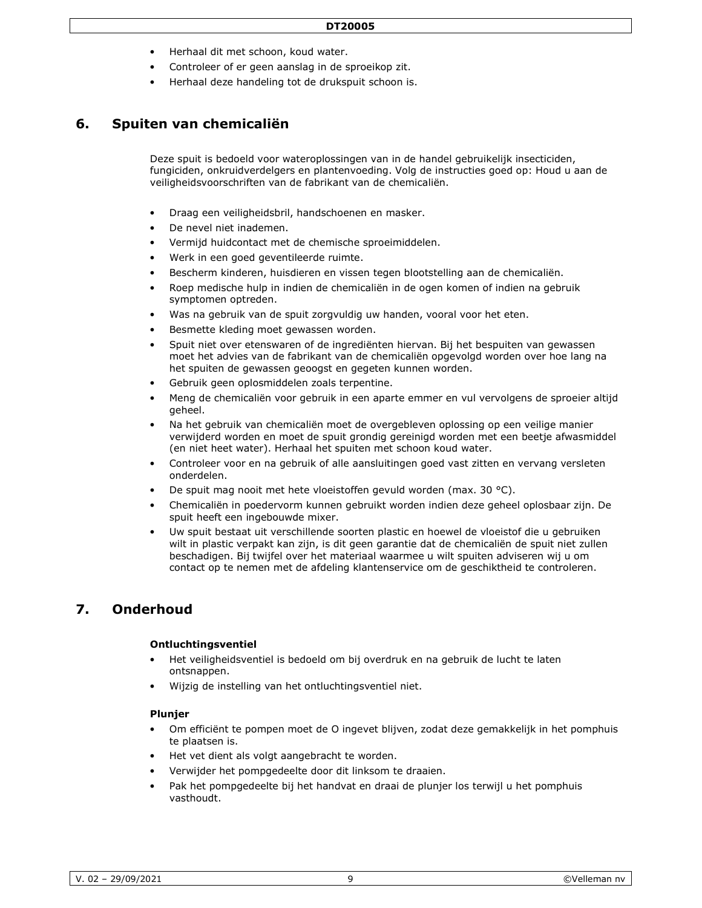- Herhaal dit met schoon, koud water.
- Controleer of er geen aanslag in de sproeikop zit.
- Herhaal deze handeling tot de drukspuit schoon is.

## 6. Spuiten van chemicaliën

Deze spuit is bedoeld voor wateroplossingen van in de handel gebruikelijk insecticiden, fungiciden, onkruidverdelgers en plantenvoeding. Volg de instructies goed op: Houd u aan de veiligheidsvoorschriften van de fabrikant van de chemicaliën.

- Draag een veiligheidsbril, handschoenen en masker.
- De nevel niet inademen.
- Vermijd huidcontact met de chemische sproeimiddelen.
- Werk in een goed geventileerde ruimte.
- Bescherm kinderen, huisdieren en vissen tegen blootstelling aan de chemicaliën.
- Roep medische hulp in indien de chemicaliën in de ogen komen of indien na gebruik symptomen optreden.
- Was na gebruik van de spuit zorgvuldig uw handen, vooral voor het eten.
- Besmette kleding moet gewassen worden.
- Spuit niet over etenswaren of de ingrediënten hiervan. Bij het bespuiten van gewassen moet het advies van de fabrikant van de chemicaliën opgevolgd worden over hoe lang na het spuiten de gewassen geoogst en gegeten kunnen worden.
- Gebruik geen oplosmiddelen zoals terpentine.
- Meng de chemicaliën voor gebruik in een aparte emmer en vul vervolgens de sproeier altijd geheel.
- Na het gebruik van chemicaliën moet de overgebleven oplossing op een veilige manier verwijderd worden en moet de spuit grondig gereinigd worden met een beetje afwasmiddel (en niet heet water). Herhaal het spuiten met schoon koud water.
- Controleer voor en na gebruik of alle aansluitingen goed vast zitten en vervang versleten onderdelen.
- De spuit mag nooit met hete vloeistoffen gevuld worden (max. 30 °C).
- Chemicaliën in poedervorm kunnen gebruikt worden indien deze geheel oplosbaar zijn. De spuit heeft een ingebouwde mixer.
- Uw spuit bestaat uit verschillende soorten plastic en hoewel de vloeistof die u gebruiken wilt in plastic verpakt kan zijn, is dit geen garantie dat de chemicaliën de spuit niet zullen beschadigen. Bij twijfel over het materiaal waarmee u wilt spuiten adviseren wij u om contact op te nemen met de afdeling klantenservice om de geschiktheid te controleren.

## 7. Onderhoud

**Ontluchtingsventiel**

- Het veiligheidsventiel is bedoeld om bij overdruk en na gebruik de lucht te laten ontsnappen.
- Wijzig de instelling van het ontluchtingsventiel niet.

**Plunjer**

- Om efficiënt te pompen moet de O ingevet blijven, zodat deze gemakkelijk in het pomphuis te plaatsen is.
- Het vet dient als volgt aangebracht te worden.
- Verwijder het pompgedeelte door dit linksom te draaien.
- Pak het pompgedeelte bij het handvat en draai de plunjer los terwijl u het pomphuis vasthoudt.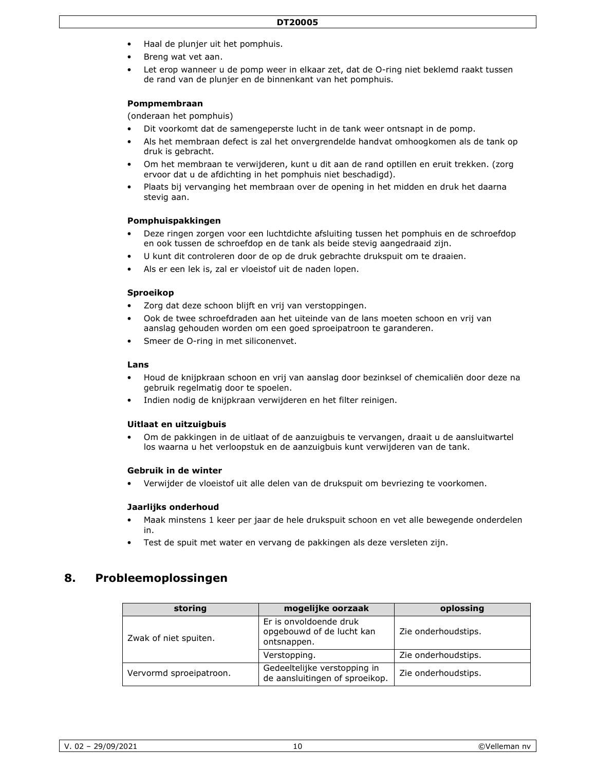- Haal de plunjer uit het pomphuis.
- Breng wat vet aan.
- Let erop wanneer u de pomp weer in elkaar zet, dat de O-ring niet beklemd raakt tussen de rand van de plunjer en de binnenkant van het pomphuis.

**Pompmembraan**

(onderaan het pomphuis)

- Dit voorkomt dat de samengeperste lucht in de tank weer ontsnapt in de pomp.
- Als het membraan defect is zal het onvergrendelde handvat omhoogkomen als de tank op druk is gebracht.
- Om het membraan te verwijderen, kunt u dit aan de rand optillen en eruit trekken. (zorg ervoor dat u de afdichting in het pomphuis niet beschadigd).
- Plaats bij vervanging het membraan over de opening in het midden en druk het daarna stevig aan.

**Pomphuispakkingen**

- Deze ringen zorgen voor een luchtdichte afsluiting tussen het pomphuis en de schroefdop en ook tussen de schroefdop en de tank als beide stevig aangedraaid zijn.
- U kunt dit controleren door de op de druk gebrachte drukspuit om te draaien.
- Als er een lek is, zal er vloeistof uit de naden lopen.

**Sproeikop**

- Zorg dat deze schoon blijft en vrij van verstoppingen.
- Ook de twee schroefdraden aan het uiteinde van de lans moeten schoon en vrij van aanslag gehouden worden om een goed sproeipatroon te garanderen.
- Smeer de O-ring in met siliconenvet.

**Lans**

- Houd de knijpkraan schoon en vrij van aanslag door bezinksel of chemicaliën door deze na gebruik regelmatig door te spoelen.
- Indien nodig de knijpkraan verwijderen en het filter reinigen.

**Uitlaat en uitzuigbuis**

- Om de pakkingen in de uitlaat of de aanzuigbuis te vervangen, draait u de aansluitwartel los waarna u het verloopstuk en de aanzuigbuis kunt verwijderen van de tank.

**Gebruik in de winter**

- Verwijder de vloeistof uit alle delen van de drukspuit om bevriezing te voorkomen.

**Jaarlijks onderhoud**

- Maak minstens 1 keer per jaar de hele drukspuit schoon en vet alle bewegende onderdelen in.
- Test de spuit met water en vervang de pakkingen als deze versleten zijn.

## 8. Probleemoplossingen

| storing | mogelijke oorzaak | oplossing |
|---|---|---|
| Zwak of niet spuiten. | Er is onvoldoende druk opgebouwd of de lucht kan ontsnappen. | Zie onderhoudstips. |
| | Verstopping. | Zie onderhoudstips. |
| Vervormd sproeipatroon. | Gedeeltelijke verstopping in de aansluitingen of sproeikop. | Zie onderhoudstips. |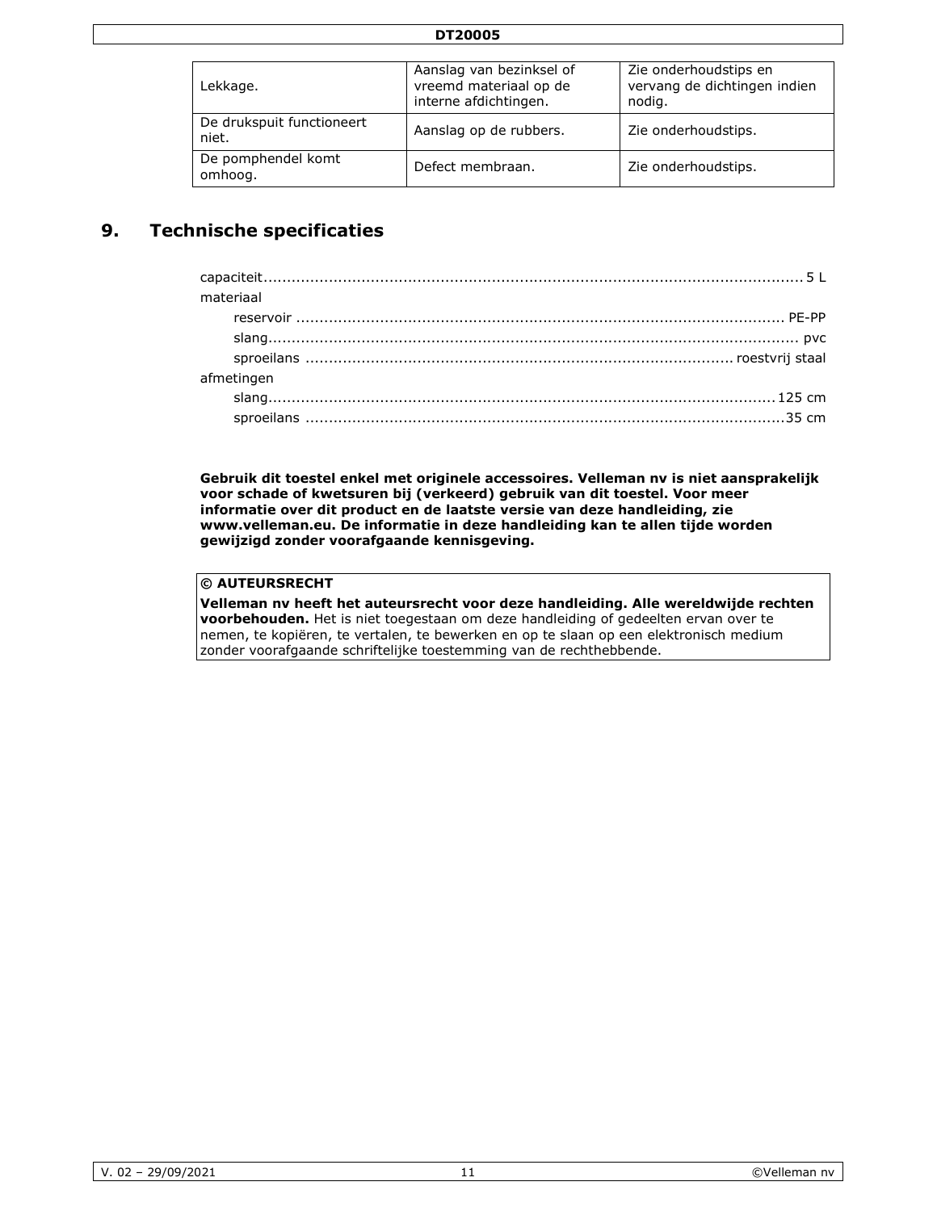| Lekkage. | Aanslag van bezinksel of vreemd materiaal op de interne afdichtingen. | Zie onderhoudstips en vervang de dichtingen indien nodig. |
|---|---|---|
| De drukspuit functioneert niet. | Aanslag op de rubbers. | Zie onderhoudstips. |
| De pomphendel komt omhoog. | Defect membraan. | Zie onderhoudstips. |

## 9. Technische specificaties

capaciteit.................................................. 5 L

materiaal

- reservoir .................................................. PE-PP
- slang.................................................. pvc
- sproeilans .................................................. roestvrij staal

afmetingen

- slang.................................................. 125 cm
- sproeilans .................................................. 35 cm

**Gebruik dit toestel enkel met originele accessoires. Velleman nv is niet aansprakelijk voor schade of kwetsuren bij (verkeerd) gebruik van dit toestel. Voor meer informatie over dit product en de laatste versie van deze handleiding, zie www.velleman.eu. De informatie in deze handleiding kan te allen tijde worden gewijzigd zonder voorafgaande kennisgeving.**

**© AUTEURSRECHT**

**Velleman nv heeft het auteursrecht voor deze handleiding. Alle wereldwijde rechten voorbehouden.** Het is niet toegestaan om deze handleiding of gedeelten ervan over te nemen, te kopiëren, te vertalen, te bewerken en op te slaan op een elektronisch medium zonder voorafgaande schriftelijke toestemming van de rechthebbende.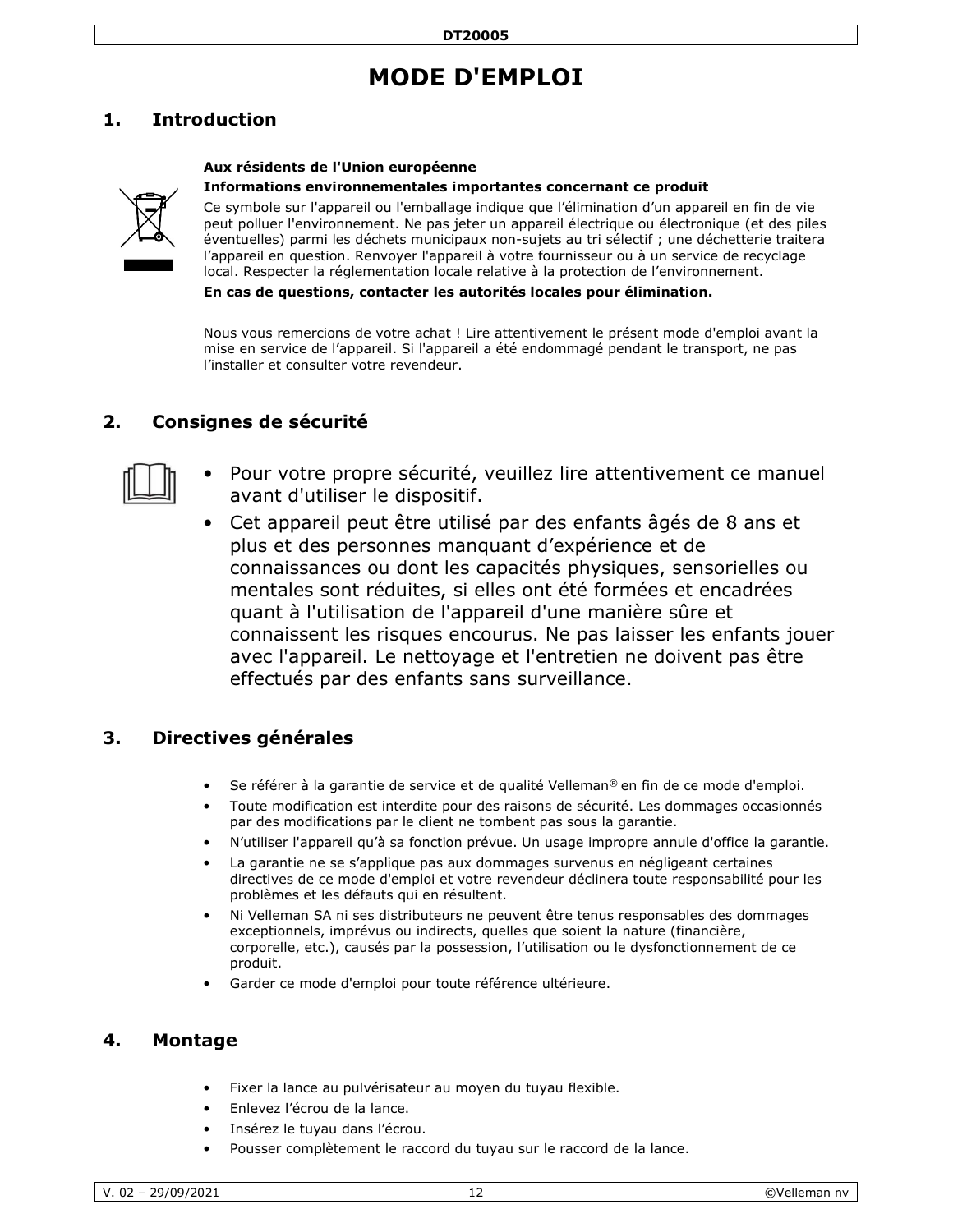# MODE D'EMPLOI

## 1. Introduction

**Aux résidents de l'Union européenne**

**Informations environnementales importantes concernant ce produit**

Ce symbole sur l'appareil ou l'emballage indique que l'élimination d'un appareil en fin de vie peut polluer l'environnement. Ne pas jeter un appareil électrique ou électronique (et des piles éventuelles) parmi les déchets municipaux non-sujets au tri sélectif ; une déchetterie traitera l'appareil en question. Renvoyer l'appareil à votre fournisseur ou à un service de recyclage local. Respecter la réglementation locale relative à la protection de l'environnement.

**En cas de questions, contacter les autorités locales pour élimination.**

Nous vous remercions de votre achat ! Lire attentivement le présent mode d'emploi avant la mise en service de l'appareil. Si l'appareil a été endommagé pendant le transport, ne pas l'installer et consulter votre revendeur.

## 2. Consignes de sécurité

- Pour votre propre sécurité, veuillez lire attentivement ce manuel avant d'utiliser le dispositif.
- Cet appareil peut être utilisé par des enfants âgés de 8 ans et plus et des personnes manquant d'expérience et de connaissances ou dont les capacités physiques, sensorielles ou mentales sont réduites, si elles ont été formées et encadrées quant à l'utilisation de l'appareil d'une manière sûre et connaissent les risques encourus. Ne pas laisser les enfants jouer avec l'appareil. Le nettoyage et l'entretien ne doivent pas être effectués par des enfants sans surveillance.

## 3. Directives générales

- Se référer à la garantie de service et de qualité Velleman® en fin de ce mode d'emploi.
- Toute modification est interdite pour des raisons de sécurité. Les dommages occasionnés par des modifications par le client ne tombent pas sous la garantie.
- N'utiliser l'appareil qu'à sa fonction prévue. Un usage impropre annule d'office la garantie.
- La garantie ne se s'applique pas aux dommages survenus en négligeant certaines directives de ce mode d'emploi et votre revendeur déclinera toute responsabilité pour les problèmes et les défauts qui en résultent.
- Ni Velleman SA ni ses distributeurs ne peuvent être tenus responsables des dommages exceptionnels, imprévus ou indirects, quelles que soient la nature (financière, corporelle, etc.), causés par la possession, l'utilisation ou le dysfonctionnement de ce produit.
- Garder ce mode d'emploi pour toute référence ultérieure.

## 4. Montage

- Fixer la lance au pulvérisateur au moyen du tuyau flexible.
- Enlevez l'écrou de la lance.
- Insérez le tuyau dans l'écrou.
- Pousser complètement le raccord du tuyau sur le raccord de la lance.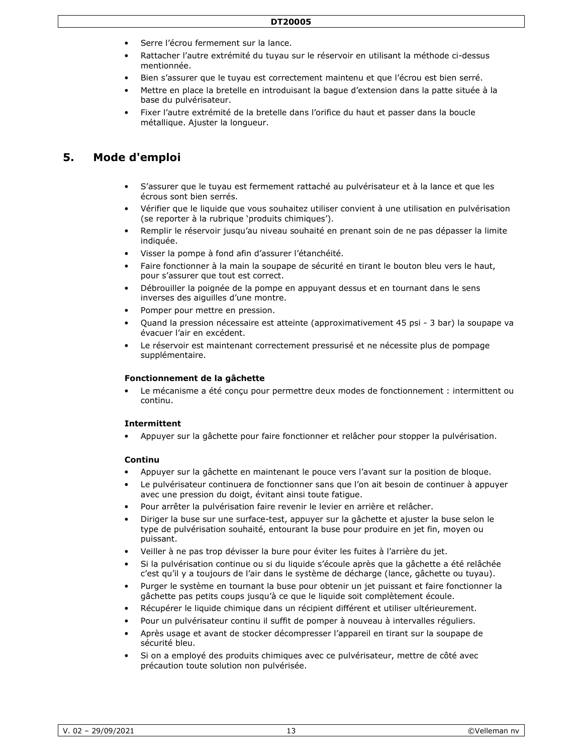- Serre l'écrou fermement sur la lance.
- Rattacher l'autre extrémité du tuyau sur le réservoir en utilisant la méthode ci-dessus mentionnée.
- Bien s'assurer que le tuyau est correctement maintenu et que l'écrou est bien serré.
- Mettre en place la bretelle en introduisant la bague d'extension dans la patte située à la base du pulvérisateur.
- Fixer l'autre extrémité de la bretelle dans l'orifice du haut et passer dans la boucle métallique. Ajuster la longueur.

## 5. Mode d'emploi

- S'assurer que le tuyau est fermement rattaché au pulvérisateur et à la lance et que les écrous sont bien serrés.
- Vérifier que le liquide que vous souhaitez utiliser convient à une utilisation en pulvérisation (se reporter à la rubrique 'produits chimiques').
- Remplir le réservoir jusqu'au niveau souhaité en prenant soin de ne pas dépasser la limite indiquée.
- Visser la pompe à fond afin d'assurer l'étanchéité.
- Faire fonctionner à la main la soupape de sécurité en tirant le bouton bleu vers le haut, pour s'assurer que tout est correct.
- Débrouiller la poignée de la pompe en appuyant dessus et en tournant dans le sens inverses des aiguilles d'une montre.
- Pomper pour mettre en pression.
- Quand la pression nécessaire est atteinte (approximativement 45 psi - 3 bar) la soupape va évacuer l'air en excédent.
- Le réservoir est maintenant correctement pressurisé et ne nécessite plus de pompage supplémentaire.

**Fonctionnement de la gâchette**

- Le mécanisme a été conçu pour permettre deux modes de fonctionnement : intermittent ou continu.

**Intermittent**

- Appuyer sur la gâchette pour faire fonctionner et relâcher pour stopper la pulvérisation.

**Continu**

- Appuyer sur la gâchette en maintenant le pouce vers l'avant sur la position de bloque.
- Le pulvérisateur continuera de fonctionner sans que l'on ait besoin de continuer à appuyer avec une pression du doigt, évitant ainsi toute fatigue.
- Pour arrêter la pulvérisation faire revenir le levier en arrière et relâcher.
- Diriger la buse sur une surface-test, appuyer sur la gâchette et ajuster la buse selon le type de pulvérisation souhaité, entourant la buse pour produire en jet fin, moyen ou puissant.
- Veiller à ne pas trop dévisser la bure pour éviter les fuites à l'arrière du jet.
- Si la pulvérisation continue ou si du liquide s'écoule après que la gâchette a été relâchée c'est qu'il y a toujours de l'air dans le système de décharge (lance, gâchette ou tuyau).
- Purger le système en tournant la buse pour obtenir un jet puissant et faire fonctionner la gâchette pas petits coups jusqu'à ce que le liquide soit complètement écoule.
- Récupérer le liquide chimique dans un récipient différent et utiliser ultérieurement.
- Pour un pulvérisateur continu il suffit de pomper à nouveau à intervalles réguliers.
- Après usage et avant de stocker décompresser l'appareil en tirant sur la soupape de sécurité bleu.
- Si on a employé des produits chimiques avec ce pulvérisateur, mettre de côté avec précaution toute solution non pulvérisée.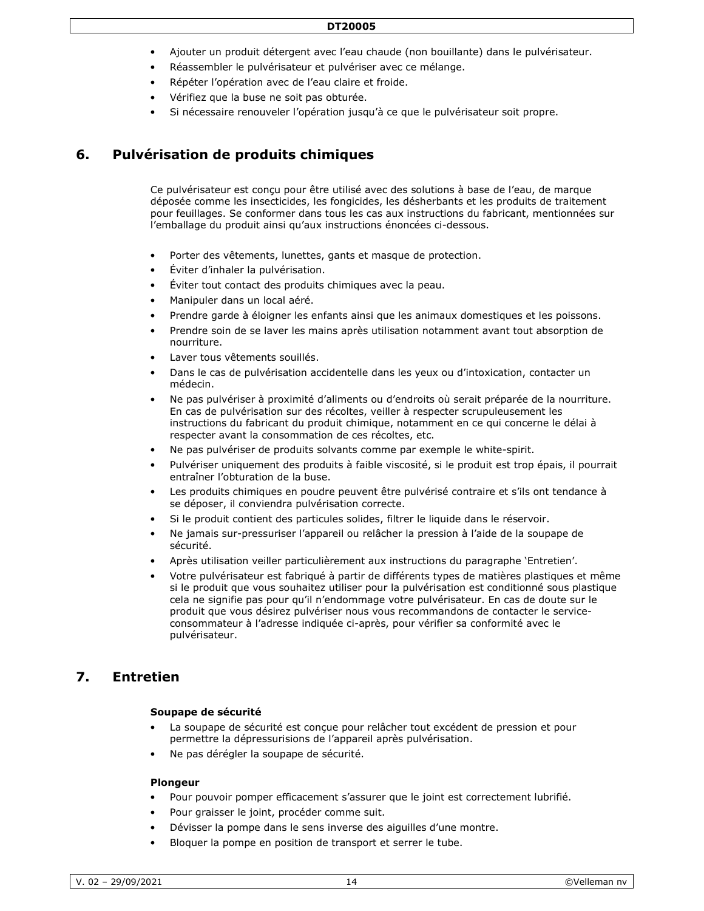- Ajouter un produit détergent avec l'eau chaude (non bouillante) dans le pulvérisateur.
- Réassembler le pulvérisateur et pulvériser avec ce mélange.
- Répéter l'opération avec de l'eau claire et froide.
- Vérifiez que la buse ne soit pas obturée.
- Si nécessaire renouveler l'opération jusqu'à ce que le pulvérisateur soit propre.

## 6. Pulvérisation de produits chimiques

Ce pulvérisateur est conçu pour être utilisé avec des solutions à base de l'eau, de marque déposée comme les insecticides, les fongicides, les désherbants et les produits de traitement pour feuillages. Se conformer dans tous les cas aux instructions du fabricant, mentionnées sur l'emballage du produit ainsi qu'aux instructions énoncées ci-dessous.

- Porter des vêtements, lunettes, gants et masque de protection.
- Éviter d'inhaler la pulvérisation.
- Éviter tout contact des produits chimiques avec la peau.
- Manipuler dans un local aéré.
- Prendre garde à éloigner les enfants ainsi que les animaux domestiques et les poissons.
- Prendre soin de se laver les mains après utilisation notamment avant tout absorption de nourriture.
- Laver tous vêtements souillés.
- Dans le cas de pulvérisation accidentelle dans les yeux ou d'intoxication, contacter un médecin.
- Ne pas pulvériser à proximité d'aliments ou d'endroits où serait préparée de la nourriture. En cas de pulvérisation sur des récoltes, veiller à respecter scrupuleusement les instructions du fabricant du produit chimique, notamment en ce qui concerne le délai à respecter avant la consommation de ces récoltes, etc.
- Ne pas pulvériser de produits solvants comme par exemple le white-spirit.
- Pulvériser uniquement des produits à faible viscosité, si le produit est trop épais, il pourrait entraîner l'obturation de la buse.
- Les produits chimiques en poudre peuvent être pulvérisé contraire et s'ils ont tendance à se déposer, il conviendra pulvérisation correcte.
- Si le produit contient des particules solides, filtrer le liquide dans le réservoir.
- Ne jamais sur-pressuriser l'appareil ou relâcher la pression à l'aide de la soupape de sécurité.
- Après utilisation veiller particulièrement aux instructions du paragraphe 'Entretien'.
- Votre pulvérisateur est fabriqué à partir de différents types de matières plastiques et même si le produit que vous souhaitez utiliser pour la pulvérisation est conditionné sous plastique cela ne signifie pas pour qu'il n'endommage votre pulvérisateur. En cas de doute sur le produit que vous désirez pulvériser nous vous recommandons de contacter le service-consommateur à l'adresse indiquée ci-après, pour vérifier sa conformité avec le pulvérisateur.

## 7. Entretien

**Soupape de sécurité**

- La soupape de sécurité est conçue pour relâcher tout excédent de pression et pour permettre la dépressurisions de l'appareil après pulvérisation.
- Ne pas dérégler la soupape de sécurité.

**Plongeur**

- Pour pouvoir pomper efficacement s'assurer que le joint est correctement lubrifié.
- Pour graisser le joint, procéder comme suit.
- Dévisser la pompe dans le sens inverse des aiguilles d'une montre.
- Bloquer la pompe en position de transport et serrer le tube.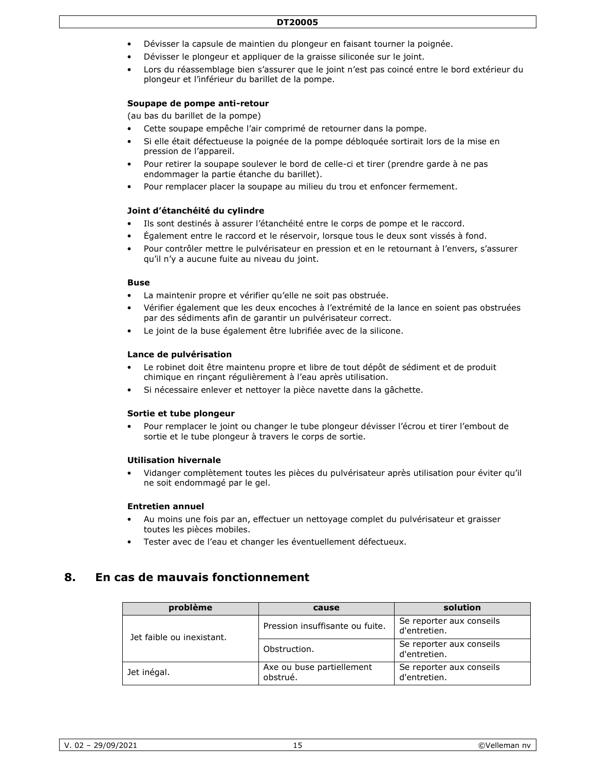- Dévisser la capsule de maintien du plongeur en faisant tourner la poignée.
- Dévisser le plongeur et appliquer de la graisse siliconée sur le joint.
- Lors du réassemblage bien s'assurer que le joint n'est pas coincé entre le bord extérieur du plongeur et l'inférieur du barillet de la pompe.

**Soupape de pompe anti-retour**

(au bas du barillet de la pompe)

- Cette soupape empêche l'air comprimé de retourner dans la pompe.
- Si elle était défectueuse la poignée de la pompe débloquée sortirait lors de la mise en pression de l'appareil.
- Pour retirer la soupape soulever le bord de celle-ci et tirer (prendre garde à ne pas endommager la partie étanche du barillet).
- Pour remplacer placer la soupape au milieu du trou et enfoncer fermement.

**Joint d'étanchéité du cylindre**

- Ils sont destinés à assurer l'étanchéité entre le corps de pompe et le raccord.
- Également entre le raccord et le réservoir, lorsque tous le deux sont vissés à fond.
- Pour contrôler mettre le pulvérisateur en pression et en le retournant à l'envers, s'assurer qu'il n'y a aucune fuite au niveau du joint.

**Buse**

- La maintenir propre et vérifier qu'elle ne soit pas obstruée.
- Vérifier également que les deux encoches à l'extrémité de la lance en soient pas obstruées par des sédiments afin de garantir un pulvérisateur correct.
- Le joint de la buse également être lubrifiée avec de la silicone.

**Lance de pulvérisation**

- Le robinet doit être maintenu propre et libre de tout dépôt de sédiment et de produit chimique en rinçant régulièrement à l'eau après utilisation.
- Si nécessaire enlever et nettoyer la pièce navette dans la gâchette.

**Sortie et tube plongeur**

- Pour remplacer le joint ou changer le tube plongeur dévisser l'écrou et tirer l'embout de sortie et le tube plongeur à travers le corps de sortie.

**Utilisation hivernale**

- Vidanger complètement toutes les pièces du pulvérisateur après utilisation pour éviter qu'il ne soit endommagé par le gel.

**Entretien annuel**

- Au moins une fois par an, effectuer un nettoyage complet du pulvérisateur et graisser toutes les pièces mobiles.
- Tester avec de l'eau et changer les éventuellement défectueux.

## 8. En cas de mauvais fonctionnement

| problème | cause | solution |
|---|---|---|
| Jet faible ou inexistant. | Pression insuffisante ou fuite. | Se reporter aux conseils d'entretien. |
| | Obstruction. | Se reporter aux conseils d'entretien. |
| Jet inégal. | Axe ou buse partiellement obstrué. | Se reporter aux conseils d'entretien. |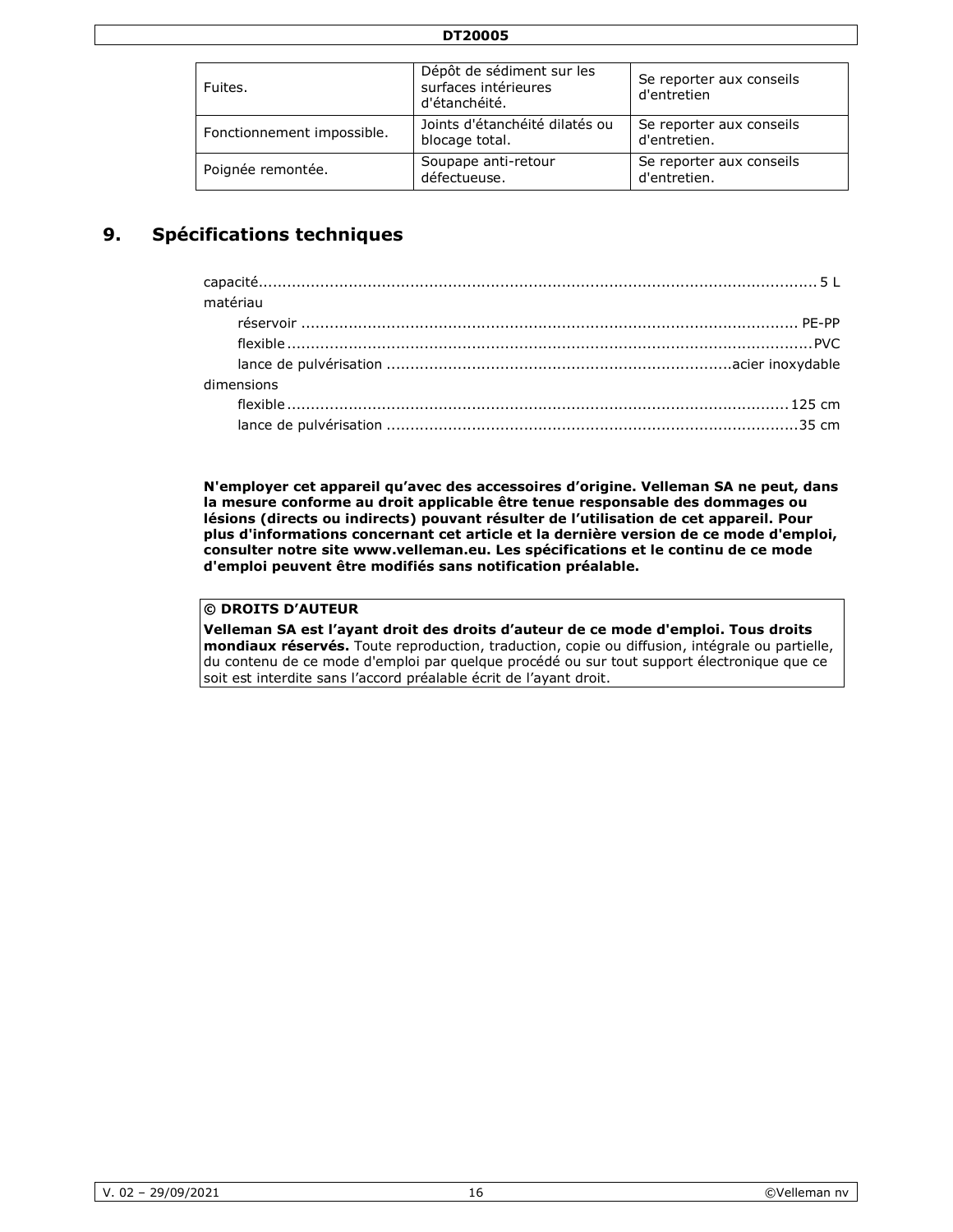| Fuites. | Dépôt de sédiment sur les surfaces intérieures d'étanchéité. | Se reporter aux conseils d'entretien |
| --- | --- | --- |
| Fonctionnement impossible. | Joints d'étanchéité dilatés ou blocage total. | Se reporter aux conseils d'entretien. |
| Poignée remontée. | Soupape anti-retour défectueuse. | Se reporter aux conseils d'entretien. |

## 9. Spécifications techniques

capacité ... 5 L

matériau

- réservoir ... PE-PP
- flexible ... PVC
- lance de pulvérisation ... acier inoxydable

dimensions

- flexible ... 125 cm
- lance de pulvérisation ... 35 cm

**N'employer cet appareil qu'avec des accessoires d'origine. Velleman SA ne peut, dans la mesure conforme au droit applicable être tenue responsable des dommages ou lésions (directs ou indirects) pouvant résulter de l'utilisation de cet appareil. Pour plus d'informations concernant cet article et la dernière version de ce mode d'emploi, consulter notre site www.velleman.eu. Les spécifications et le continu de ce mode d'emploi peuvent être modifiés sans notification préalable.**

**© DROITS D'AUTEUR**

**Velleman SA est l'ayant droit des droits d'auteur de ce mode d'emploi. Tous droits mondiaux réservés.** Toute reproduction, traduction, copie ou diffusion, intégrale ou partielle, du contenu de ce mode d'emploi par quelque procédé ou sur tout support électronique que ce soit est interdite sans l'accord préalable écrit de l'ayant droit.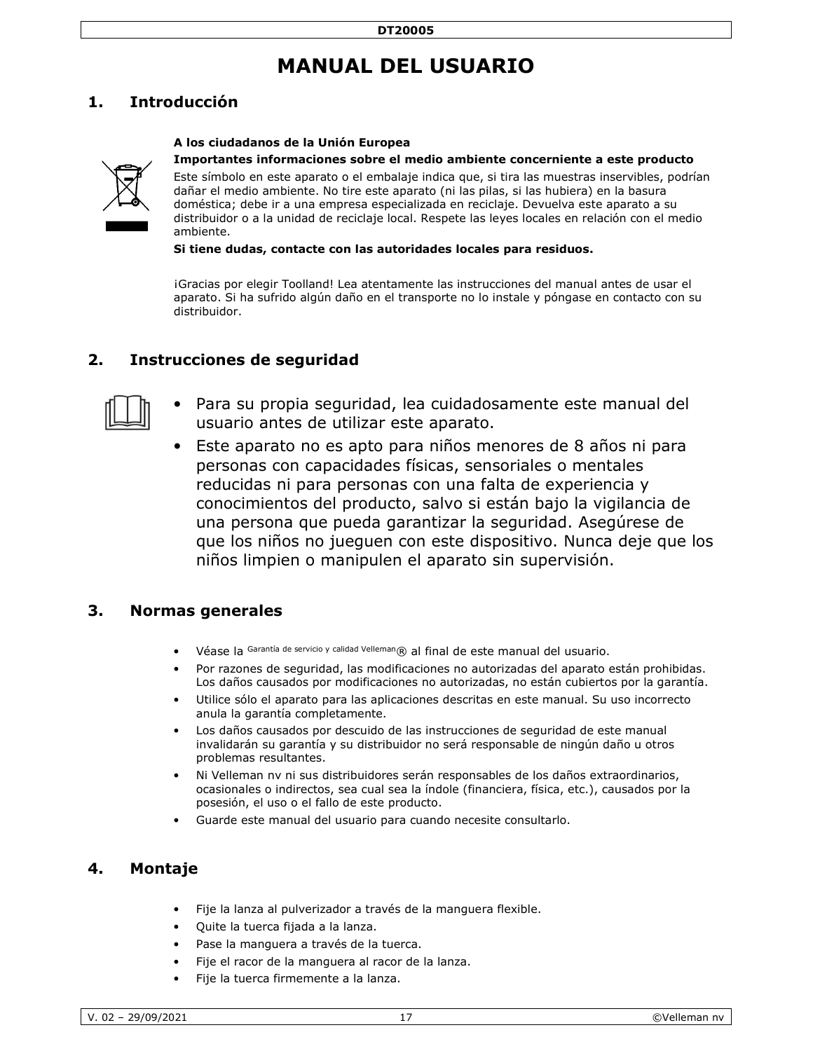# MANUAL DEL USUARIO

## 1. Introducción

**A los ciudadanos de la Unión Europea**

**Importantes informaciones sobre el medio ambiente concerniente a este producto**

Este símbolo en este aparato o el embalaje indica que, si tira las muestras inservibles, podrían dañar el medio ambiente. No tire este aparato (ni las pilas, si las hubiera) en la basura doméstica; debe ir a una empresa especializada en reciclaje. Devuelva este aparato a su distribuidor o a la unidad de reciclaje local. Respete las leyes locales en relación con el medio ambiente.

**Si tiene dudas, contacte con las autoridades locales para residuos.**

¡Gracias por elegir Toolland! Lea atentamente las instrucciones del manual antes de usar el aparato. Si ha sufrido algún daño en el transporte no lo instale y póngase en contacto con su distribuidor.

## 2. Instrucciones de seguridad

- Para su propia seguridad, lea cuidadosamente este manual del usuario antes de utilizar este aparato.
- Este aparato no es apto para niños menores de 8 años ni para personas con capacidades físicas, sensoriales o mentales reducidas ni para personas con una falta de experiencia y conocimientos del producto, salvo si están bajo la vigilancia de una persona que pueda garantizar la seguridad. Asegúrese de que los niños no jueguen con este dispositivo. Nunca deje que los niños limpien o manipulen el aparato sin supervisión.

## 3. Normas generales

- Véase la Garantía de servicio y calidad Velleman® al final de este manual del usuario.
- Por razones de seguridad, las modificaciones no autorizadas del aparato están prohibidas. Los daños causados por modificaciones no autorizadas, no están cubiertos por la garantía.
- Utilice sólo el aparato para las aplicaciones descritas en este manual. Su uso incorrecto anula la garantía completamente.
- Los daños causados por descuido de las instrucciones de seguridad de este manual invalidarán su garantía y su distribuidor no será responsable de ningún daño u otros problemas resultantes.
- Ni Velleman nv ni sus distribuidores serán responsables de los daños extraordinarios, ocasionales o indirectos, sea cual sea la índole (financiera, física, etc.), causados por la posesión, el uso o el fallo de este producto.
- Guarde este manual del usuario para cuando necesite consultarlo.

## 4. Montaje

- Fije la lanza al pulverizador a través de la manguera flexible.
- Quite la tuerca fijada a la lanza.
- Pase la manguera a través de la tuerca.
- Fije el racor de la manguera al racor de la lanza.
- Fije la tuerca firmemente a la lanza.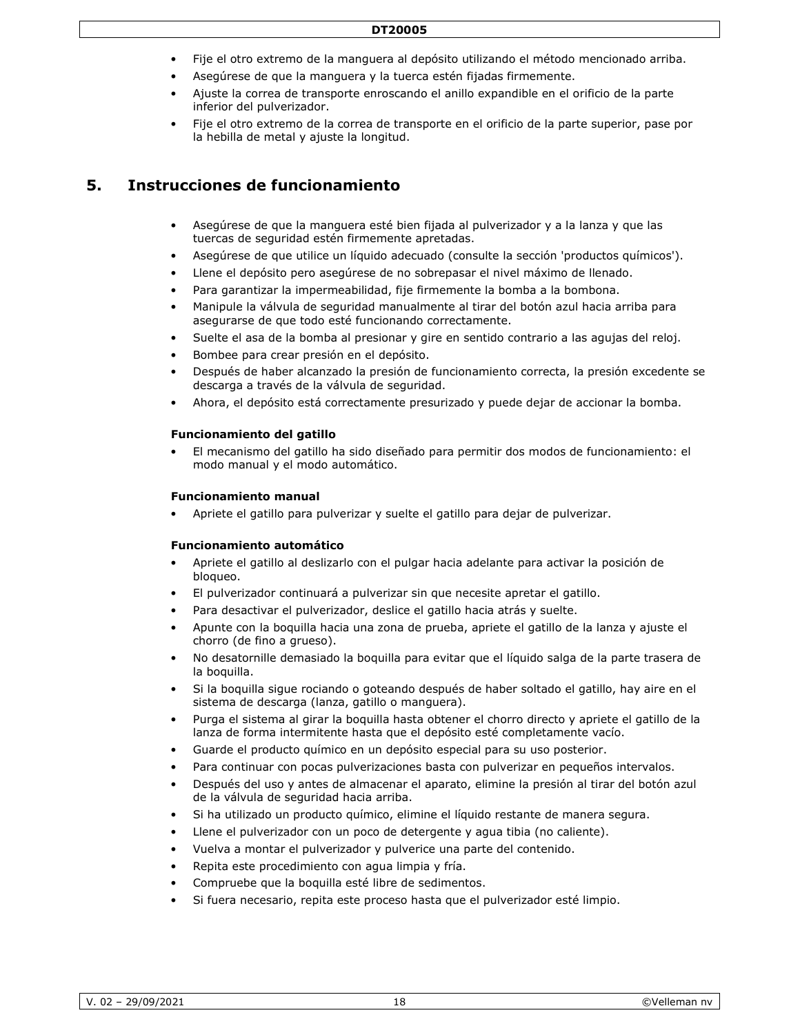- Fije el otro extremo de la manguera al depósito utilizando el método mencionado arriba.
- Asegúrese de que la manguera y la tuerca estén fijadas firmemente.
- Ajuste la correa de transporte enroscando el anillo expandible en el orificio de la parte inferior del pulverizador.
- Fije el otro extremo de la correa de transporte en el orificio de la parte superior, pase por la hebilla de metal y ajuste la longitud.

# 5. Instrucciones de funcionamiento

- Asegúrese de que la manguera esté bien fijada al pulverizador y a la lanza y que las tuercas de seguridad estén firmemente apretadas.
- Asegúrese de que utilice un líquido adecuado (consulte la sección 'productos químicos').
- Llene el depósito pero asegúrese de no sobrepasar el nivel máximo de llenado.
- Para garantizar la impermeabilidad, fije firmemente la bomba a la bombona.
- Manipule la válvula de seguridad manualmente al tirar del botón azul hacia arriba para asegurarse de que todo esté funcionando correctamente.
- Suelte el asa de la bomba al presionar y gire en sentido contrario a las agujas del reloj.
- Bombee para crear presión en el depósito.
- Después de haber alcanzado la presión de funcionamiento correcta, la presión excedente se descarga a través de la válvula de seguridad.
- Ahora, el depósito está correctamente presurizado y puede dejar de accionar la bomba.

**Funcionamiento del gatillo**

- El mecanismo del gatillo ha sido diseñado para permitir dos modos de funcionamiento: el modo manual y el modo automático.

**Funcionamiento manual**

- Apriete el gatillo para pulverizar y suelte el gatillo para dejar de pulverizar.

**Funcionamiento automático**

- Apriete el gatillo al deslizarlo con el pulgar hacia adelante para activar la posición de bloqueo.
- El pulverizador continuará a pulverizar sin que necesite apretar el gatillo.
- Para desactivar el pulverizador, deslice el gatillo hacia atrás y suelte.
- Apunte con la boquilla hacia una zona de prueba, apriete el gatillo de la lanza y ajuste el chorro (de fino a grueso).
- No desatornille demasiado la boquilla para evitar que el líquido salga de la parte trasera de la boquilla.
- Si la boquilla sigue rociando o goteando después de haber soltado el gatillo, hay aire en el sistema de descarga (lanza, gatillo o manguera).
- Purga el sistema al girar la boquilla hasta obtener el chorro directo y apriete el gatillo de la lanza de forma intermitente hasta que el depósito esté completamente vacío.
- Guarde el producto químico en un depósito especial para su uso posterior.
- Para continuar con pocas pulverizaciones basta con pulverizar en pequeños intervalos.
- Después del uso y antes de almacenar el aparato, elimine la presión al tirar del botón azul de la válvula de seguridad hacia arriba.
- Si ha utilizado un producto químico, elimine el líquido restante de manera segura.
- Llene el pulverizador con un poco de detergente y agua tibia (no caliente).
- Vuelva a montar el pulverizador y pulverice una parte del contenido.
- Repita este procedimiento con agua limpia y fría.
- Compruebe que la boquilla esté libre de sedimentos.
- Si fuera necesario, repita este proceso hasta que el pulverizador esté limpio.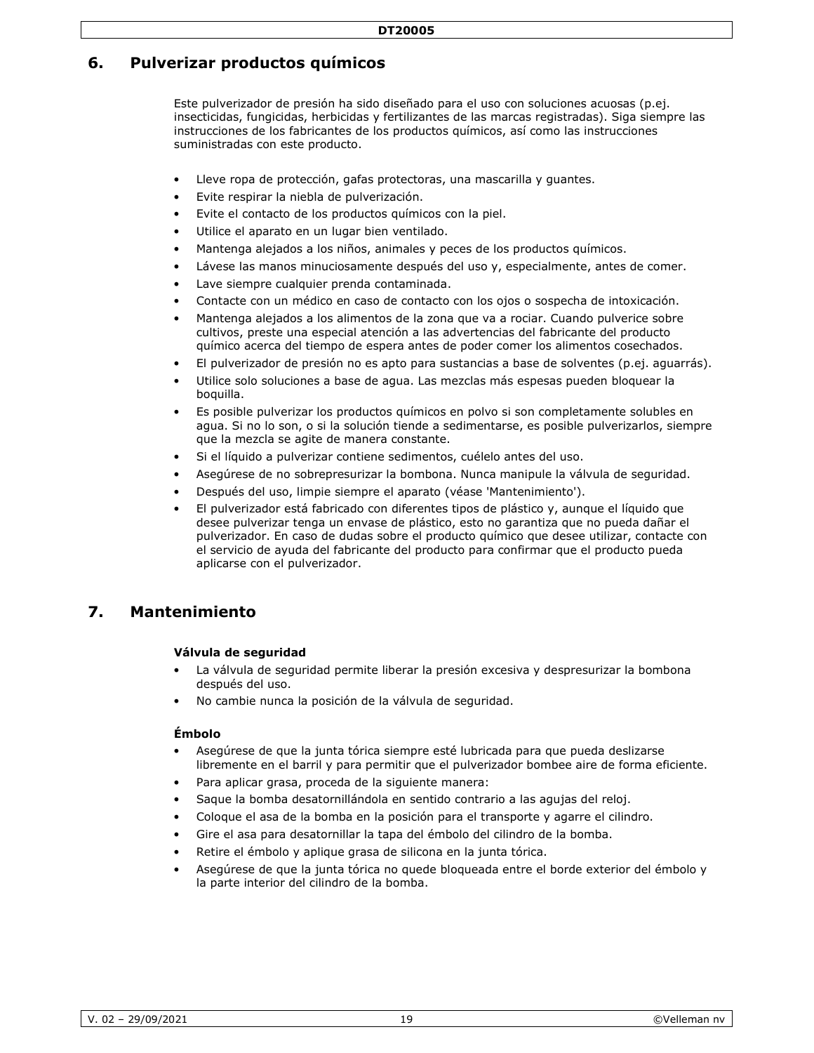## 6. Pulverizar productos químicos

Este pulverizador de presión ha sido diseñado para el uso con soluciones acuosas (p.ej. insecticidas, fungicidas, herbicidas y fertilizantes de las marcas registradas). Siga siempre las instrucciones de los fabricantes de los productos químicos, así como las instrucciones suministradas con este producto.

- Lleve ropa de protección, gafas protectoras, una mascarilla y guantes.
- Evite respirar la niebla de pulverización.
- Evite el contacto de los productos químicos con la piel.
- Utilice el aparato en un lugar bien ventilado.
- Mantenga alejados a los niños, animales y peces de los productos químicos.
- Lávese las manos minuciosamente después del uso y, especialmente, antes de comer.
- Lave siempre cualquier prenda contaminada.
- Contacte con un médico en caso de contacto con los ojos o sospecha de intoxicación.
- Mantenga alejados a los alimentos de la zona que va a rociar. Cuando pulverice sobre cultivos, preste una especial atención a las advertencias del fabricante del producto químico acerca del tiempo de espera antes de poder comer los alimentos cosechados.
- El pulverizador de presión no es apto para sustancias a base de solventes (p.ej. aguarrás).
- Utilice solo soluciones a base de agua. Las mezclas más espesas pueden bloquear la boquilla.
- Es posible pulverizar los productos químicos en polvo si son completamente solubles en agua. Si no lo son, o si la solución tiende a sedimentarse, es posible pulverizarlos, siempre que la mezcla se agite de manera constante.
- Si el líquido a pulverizar contiene sedimentos, cuélelo antes del uso.
- Asegúrese de no sobrepresurizar la bombona. Nunca manipule la válvula de seguridad.
- Después del uso, limpie siempre el aparato (véase 'Mantenimiento').
- El pulverizador está fabricado con diferentes tipos de plástico y, aunque el líquido que desee pulverizar tenga un envase de plástico, esto no garantiza que no pueda dañar el pulverizador. En caso de dudas sobre el producto químico que desee utilizar, contacte con el servicio de ayuda del fabricante del producto para confirmar que el producto pueda aplicarse con el pulverizador.

## 7. Mantenimiento

**Válvula de seguridad**

- La válvula de seguridad permite liberar la presión excesiva y despresurizar la bombona después del uso.
- No cambie nunca la posición de la válvula de seguridad.

**Émbolo**

- Asegúrese de que la junta tórica siempre esté lubricada para que pueda deslizarse libremente en el barril y para permitir que el pulverizador bombee aire de forma eficiente.
- Para aplicar grasa, proceda de la siguiente manera:
- Saque la bomba desatornillándola en sentido contrario a las agujas del reloj.
- Coloque el asa de la bomba en la posición para el transporte y agarre el cilindro.
- Gire el asa para desatornillar la tapa del émbolo del cilindro de la bomba.
- Retire el émbolo y aplique grasa de silicona en la junta tórica.
- Asegúrese de que la junta tórica no quede bloqueada entre el borde exterior del émbolo y la parte interior del cilindro de la bomba.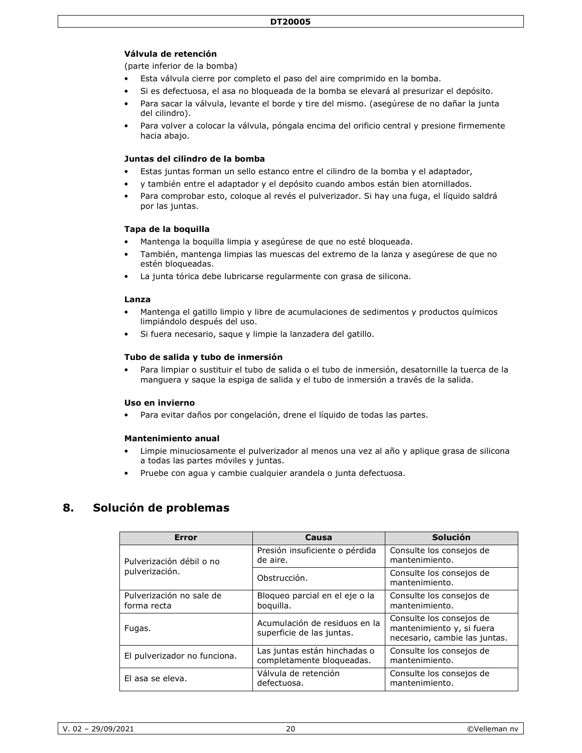**Válvula de retención**

(parte inferior de la bomba)

- Esta válvula cierre por completo el paso del aire comprimido en la bomba.
- Si es defectuosa, el asa no bloqueada de la bomba se elevará al presurizar el depósito.
- Para sacar la válvula, levante el borde y tire del mismo. (asegúrese de no dañar la junta del cilindro).
- Para volver a colocar la válvula, póngala encima del orificio central y presione firmemente hacia abajo.

**Juntas del cilindro de la bomba**

- Estas juntas forman un sello estanco entre el cilindro de la bomba y el adaptador,
- y también entre el adaptador y el depósito cuando ambos están bien atornillados.
- Para comprobar esto, coloque al revés el pulverizador. Si hay una fuga, el líquido saldrá por las juntas.

**Tapa de la boquilla**

- Mantenga la boquilla limpia y asegúrese de que no esté bloqueada.
- También, mantenga limpias las muescas del extremo de la lanza y asegúrese de que no estén bloqueadas.
- La junta tórica debe lubricarse regularmente con grasa de silicona.

**Lanza**

- Mantenga el gatillo limpio y libre de acumulaciones de sedimentos y productos químicos limpiándolo después del uso.
- Si fuera necesario, saque y limpie la lanzadera del gatillo.

**Tubo de salida y tubo de inmersión**

- Para limpiar o sustituir el tubo de salida o el tubo de inmersión, desatornille la tuerca de la manguera y saque la espiga de salida y el tubo de inmersión a través de la salida.

**Uso en invierno**

- Para evitar daños por congelación, drene el líquido de todas las partes.

**Mantenimiento anual**

- Limpie minuciosamente el pulverizador al menos una vez al año y aplique grasa de silicona a todas las partes móviles y juntas.
- Pruebe con agua y cambie cualquier arandela o junta defectuosa.

# 8. Solución de problemas

| Error | Causa | Solución |
|---|---|---|
| Pulverización débil o no pulverización. | Presión insuficiente o pérdida de aire. | Consulte los consejos de mantenimiento. |
| | Obstrucción. | Consulte los consejos de mantenimiento. |
| Pulverización no sale de forma recta | Bloqueo parcial en el eje o la boquilla. | Consulte los consejos de mantenimiento. |
| Fugas. | Acumulación de residuos en la superficie de las juntas. | Consulte los consejos de mantenimiento y, si fuera necesario, cambie las juntas. |
| El pulverizador no funciona. | Las juntas están hinchadas o completamente bloqueadas. | Consulte los consejos de mantenimiento. |
| El asa se eleva. | Válvula de retención defectuosa. | Consulte los consejos de mantenimiento. |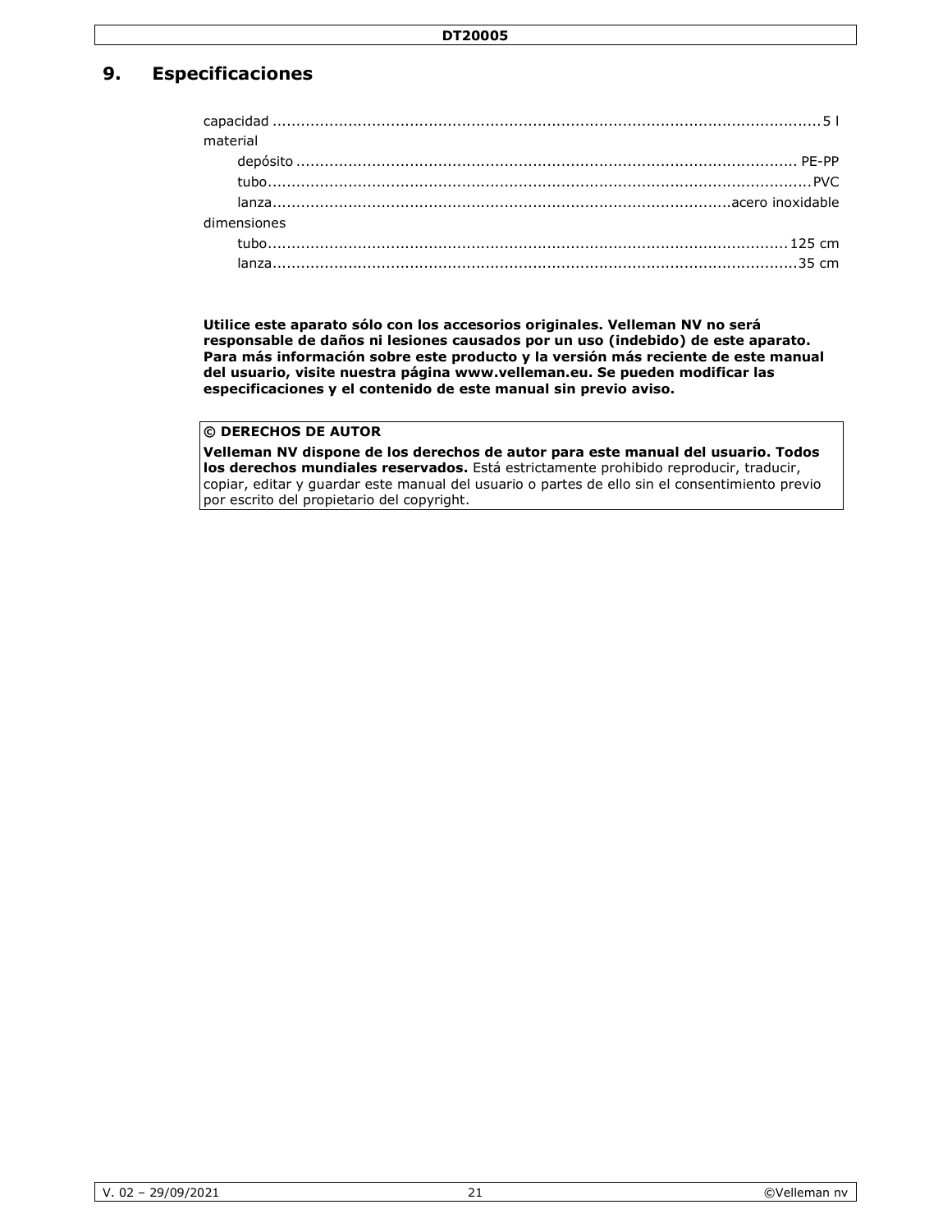## 9. Especificaciones

capacidad .................................................................................................................5 l

material

- depósito ......................................................................................................... PE-PP
- tubo..................................................................................................................PVC
- lanza.................................................................................................acero inoxidable

dimensiones

- tubo............................................................................................................125 cm
- lanza..............................................................................................................35 cm

**Utilice este aparato sólo con los accesorios originales. Velleman NV no será responsable de daños ni lesiones causados por un uso (indebido) de este aparato. Para más información sobre este producto y la versión más reciente de este manual del usuario, visite nuestra página www.velleman.eu. Se pueden modificar las especificaciones y el contenido de este manual sin previo aviso.**

**© DERECHOS DE AUTOR**

**Velleman NV dispone de los derechos de autor para este manual del usuario. Todos los derechos mundiales reservados.** Está estrictamente prohibido reproducir, traducir, copiar, editar y guardar este manual del usuario o partes de ello sin el consentimiento previo por escrito del propietario del copyright.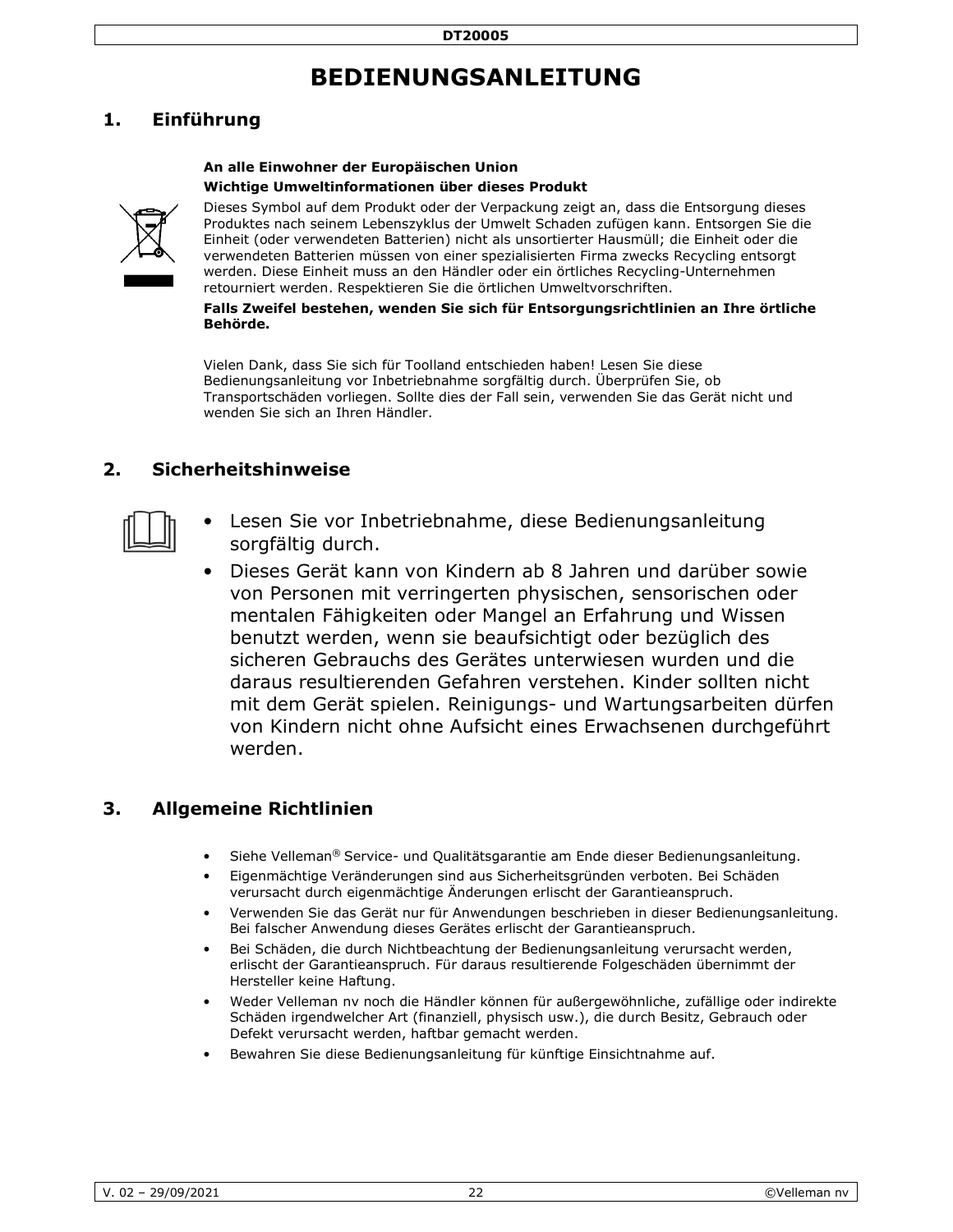# BEDIENUNGSANLEITUNG

## 1. Einführung

**An alle Einwohner der Europäischen Union**

**Wichtige Umweltinformationen über dieses Produkt**

Dieses Symbol auf dem Produkt oder der Verpackung zeigt an, dass die Entsorgung dieses Produktes nach seinem Lebenszyklus der Umwelt Schaden zufügen kann. Entsorgen Sie die Einheit (oder verwendeten Batterien) nicht als unsortierter Hausmüll; die Einheit oder die verwendeten Batterien müssen von einer spezialisierten Firma zwecks Recycling entsorgt werden. Diese Einheit muss an den Händler oder ein örtliches Recycling-Unternehmen retourniert werden. Respektieren Sie die örtlichen Umweltvorschriften.

**Falls Zweifel bestehen, wenden Sie sich für Entsorgungsrichtlinien an Ihre örtliche Behörde.**

Vielen Dank, dass Sie sich für Toolland entschieden haben! Lesen Sie diese Bedienungsanleitung vor Inbetriebnahme sorgfältig durch. Überprüfen Sie, ob Transportschäden vorliegen. Sollte dies der Fall sein, verwenden Sie das Gerät nicht und wenden Sie sich an Ihren Händler.

## 2. Sicherheitshinweise

- Lesen Sie vor Inbetriebnahme, diese Bedienungsanleitung sorgfältig durch.
- Dieses Gerät kann von Kindern ab 8 Jahren und darüber sowie von Personen mit verringerten physischen, sensorischen oder mentalen Fähigkeiten oder Mangel an Erfahrung und Wissen benutzt werden, wenn sie beaufsichtigt oder bezüglich des sicheren Gebrauchs des Gerätes unterwiesen wurden und die daraus resultierenden Gefahren verstehen. Kinder sollten nicht mit dem Gerät spielen. Reinigungs- und Wartungsarbeiten dürfen von Kindern nicht ohne Aufsicht eines Erwachsenen durchgeführt werden.

## 3. Allgemeine Richtlinien

- Siehe Velleman® Service- und Qualitätsgarantie am Ende dieser Bedienungsanleitung.
- Eigenmächtige Veränderungen sind aus Sicherheitsgründen verboten. Bei Schäden verursacht durch eigenmächtige Änderungen erlischt der Garantieanspruch.
- Verwenden Sie das Gerät nur für Anwendungen beschrieben in dieser Bedienungsanleitung. Bei falscher Anwendung dieses Gerätes erlischt der Garantieanspruch.
- Bei Schäden, die durch Nichtbeachtung der Bedienungsanleitung verursacht werden, erlischt der Garantieanspruch. Für daraus resultierende Folgeschäden übernimmt der Hersteller keine Haftung.
- Weder Velleman nv noch die Händler können für außergewöhnliche, zufällige oder indirekte Schäden irgendwelcher Art (finanziell, physisch usw.), die durch Besitz, Gebrauch oder Defekt verursacht werden, haftbar gemacht werden.
- Bewahren Sie diese Bedienungsanleitung für künftige Einsichtnahme auf.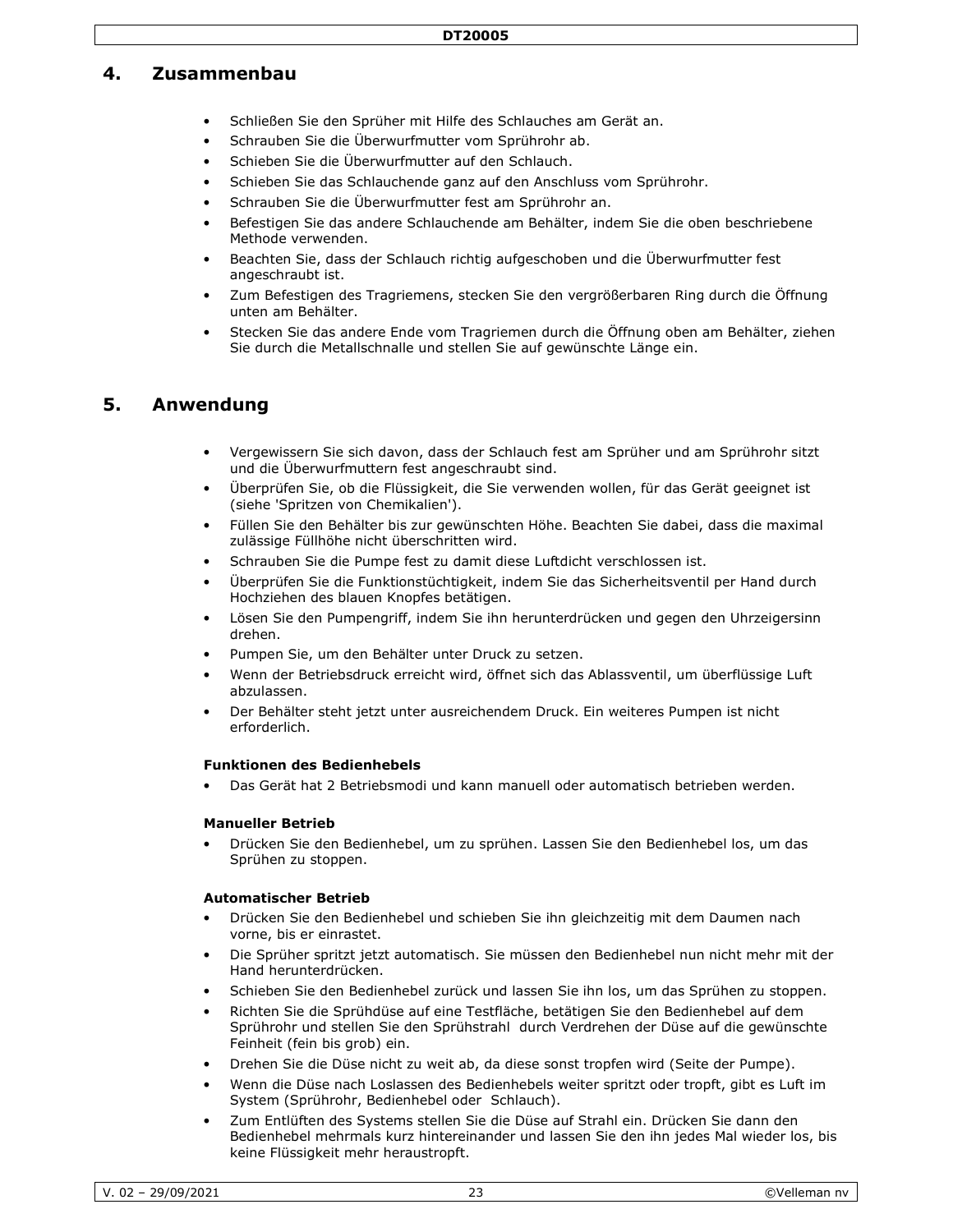## 4. Zusammenbau

- Schließen Sie den Sprüher mit Hilfe des Schlauches am Gerät an.
- Schrauben Sie die Überwurfmutter vom Sprührohr ab.
- Schieben Sie die Überwurfmutter auf den Schlauch.
- Schieben Sie das Schlauchende ganz auf den Anschluss vom Sprührohr.
- Schrauben Sie die Überwurfmutter fest am Sprührohr an.
- Befestigen Sie das andere Schlauchende am Behälter, indem Sie die oben beschriebene Methode verwenden.
- Beachten Sie, dass der Schlauch richtig aufgeschoben und die Überwurfmutter fest angeschraubt ist.
- Zum Befestigen des Tragriemens, stecken Sie den vergrößerbaren Ring durch die Öffnung unten am Behälter.
- Stecken Sie das andere Ende vom Tragriemen durch die Öffnung oben am Behälter, ziehen Sie durch die Metallschnalle und stellen Sie auf gewünschte Länge ein.

## 5. Anwendung

- Vergewissern Sie sich davon, dass der Schlauch fest am Sprüher und am Sprührohr sitzt und die Überwurfmuttern fest angeschraubt sind.
- Überprüfen Sie, ob die Flüssigkeit, die Sie verwenden wollen, für das Gerät geeignet ist (siehe 'Spritzen von Chemikalien').
- Füllen Sie den Behälter bis zur gewünschten Höhe. Beachten Sie dabei, dass die maximal zulässige Füllhöhe nicht überschritten wird.
- Schrauben Sie die Pumpe fest zu damit diese Luftdicht verschlossen ist.
- Überprüfen Sie die Funktionstüchtigkeit, indem Sie das Sicherheitsventil per Hand durch Hochziehen des blauen Knopfes betätigen.
- Lösen Sie den Pumpengriff, indem Sie ihn herunterdrücken und gegen den Uhrzeigersinn drehen.
- Pumpen Sie, um den Behälter unter Druck zu setzen.
- Wenn der Betriebsdruck erreicht wird, öffnet sich das Ablassventil, um überflüssige Luft abzulassen.
- Der Behälter steht jetzt unter ausreichendem Druck. Ein weiteres Pumpen ist nicht erforderlich.

**Funktionen des Bedienhebels**

- Das Gerät hat 2 Betriebsmodi und kann manuell oder automatisch betrieben werden.

**Manueller Betrieb**

- Drücken Sie den Bedienhebel, um zu sprühen. Lassen Sie den Bedienhebel los, um das Sprühen zu stoppen.

**Automatischer Betrieb**

- Drücken Sie den Bedienhebel und schieben Sie ihn gleichzeitig mit dem Daumen nach vorne, bis er einrastet.
- Die Sprüher spritzt jetzt automatisch. Sie müssen den Bedienhebel nun nicht mehr mit der Hand herunterdrücken.
- Schieben Sie den Bedienhebel zurück und lassen Sie ihn los, um das Sprühen zu stoppen.
- Richten Sie die Sprühdüse auf eine Testfläche, betätigen Sie den Bedienhebel auf dem Sprührohr und stellen Sie den Sprühstrahl durch Verdrehen der Düse auf die gewünschte Feinheit (fein bis grob) ein.
- Drehen Sie die Düse nicht zu weit ab, da diese sonst tropfen wird (Seite der Pumpe).
- Wenn die Düse nach Loslassen des Bedienhebels weiter spritzt oder tropft, gibt es Luft im System (Sprührohr, Bedienhebel oder Schlauch).
- Zum Entlüften des Systems stellen Sie die Düse auf Strahl ein. Drücken Sie dann den Bedienhebel mehrmals kurz hintereinander und lassen Sie den ihn jedes Mal wieder los, bis keine Flüssigkeit mehr heraustropft.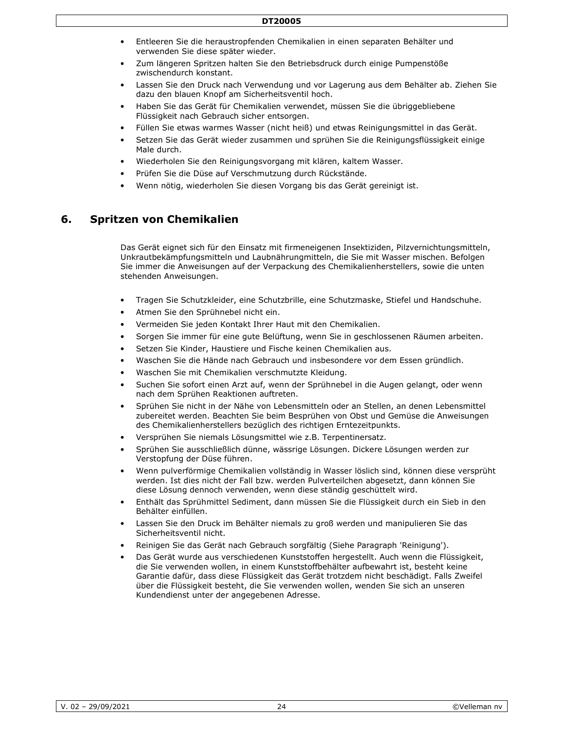- Entleeren Sie die heraustropfenden Chemikalien in einen separaten Behälter und verwenden Sie diese später wieder.
- Zum längeren Spritzen halten Sie den Betriebsdruck durch einige Pumpenstöße zwischendurch konstant.
- Lassen Sie den Druck nach Verwendung und vor Lagerung aus dem Behälter ab. Ziehen Sie dazu den blauen Knopf am Sicherheitsventil hoch.
- Haben Sie das Gerät für Chemikalien verwendet, müssen Sie die übriggebliebene Flüssigkeit nach Gebrauch sicher entsorgen.
- Füllen Sie etwas warmes Wasser (nicht heiß) und etwas Reinigungsmittel in das Gerät.
- Setzen Sie das Gerät wieder zusammen und sprühen Sie die Reinigungsflüssigkeit einige Male durch.
- Wiederholen Sie den Reinigungsvorgang mit klären, kaltem Wasser.
- Prüfen Sie die Düse auf Verschmutzung durch Rückstände.
- Wenn nötig, wiederholen Sie diesen Vorgang bis das Gerät gereinigt ist.

## 6. Spritzen von Chemikalien

Das Gerät eignet sich für den Einsatz mit firmeneigenen Insektiziden, Pilzvernichtungsmitteln, Unkrautbekämpfungsmitteln und Laubnährungmitteln, die Sie mit Wasser mischen. Befolgen Sie immer die Anweisungen auf der Verpackung des Chemikalienherstellers, sowie die unten stehenden Anweisungen.

- Tragen Sie Schutzkleider, eine Schutzbrille, eine Schutzmaske, Stiefel und Handschuhe.
- Atmen Sie den Sprühnebel nicht ein.
- Vermeiden Sie jeden Kontakt Ihrer Haut mit den Chemikalien.
- Sorgen Sie immer für eine gute Belüftung, wenn Sie in geschlossenen Räumen arbeiten.
- Setzen Sie Kinder, Haustiere und Fische keinen Chemikalien aus.
- Waschen Sie die Hände nach Gebrauch und insbesondere vor dem Essen gründlich.
- Waschen Sie mit Chemikalien verschmutzte Kleidung.
- Suchen Sie sofort einen Arzt auf, wenn der Sprühnebel in die Augen gelangt, oder wenn nach dem Sprühen Reaktionen auftreten.
- Sprühen Sie nicht in der Nähe von Lebensmitteln oder an Stellen, an denen Lebensmittel zubereitet werden. Beachten Sie beim Besprühen von Obst und Gemüse die Anweisungen des Chemikalienherstellers bezüglich des richtigen Erntezeitpunkts.
- Versprühen Sie niemals Lösungsmittel wie z.B. Terpentinersatz.
- Sprühen Sie ausschließlich dünne, wässrige Lösungen. Dickere Lösungen werden zur Verstopfung der Düse führen.
- Wenn pulverförmige Chemikalien vollständig in Wasser löslich sind, können diese versprüht werden. Ist dies nicht der Fall bzw. werden Pulverteilchen abgesetzt, dann können Sie diese Lösung dennoch verwenden, wenn diese ständig geschüttelt wird.
- Enthält das Sprühmittel Sediment, dann müssen Sie die Flüssigkeit durch ein Sieb in den Behälter einfüllen.
- Lassen Sie den Druck im Behälter niemals zu groß werden und manipulieren Sie das Sicherheitsventil nicht.
- Reinigen Sie das Gerät nach Gebrauch sorgfältig (Siehe Paragraph 'Reinigung').
- Das Gerät wurde aus verschiedenen Kunststoffen hergestellt. Auch wenn die Flüssigkeit, die Sie verwenden wollen, in einem Kunststoffbehälter aufbewahrt ist, besteht keine Garantie dafür, dass diese Flüssigkeit das Gerät trotzdem nicht beschädigt. Falls Zweifel über die Flüssigkeit besteht, die Sie verwenden wollen, wenden Sie sich an unseren Kundendienst unter der angegebenen Adresse.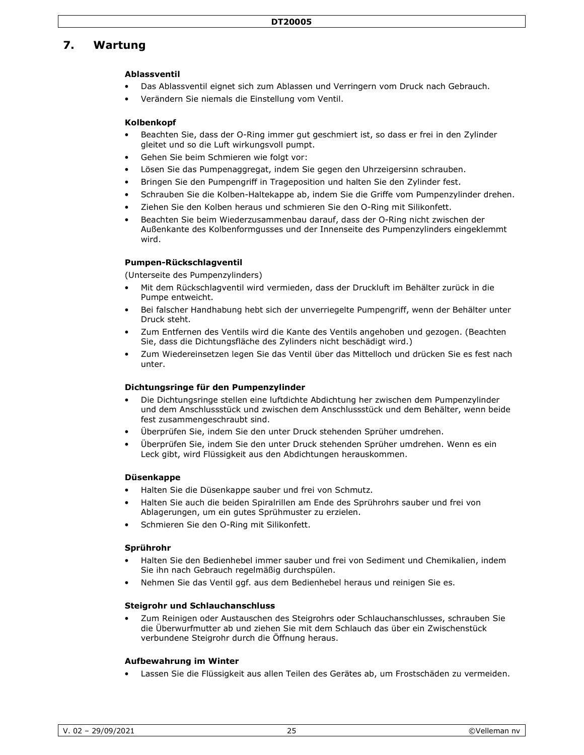# 7. Wartung

### Ablassventil

- Das Ablassventil eignet sich zum Ablassen und Verringern vom Druck nach Gebrauch.
- Verändern Sie niemals die Einstellung vom Ventil.

### Kolbenkopf

- Beachten Sie, dass der O-Ring immer gut geschmiert ist, so dass er frei in den Zylinder gleitet und so die Luft wirkungsvoll pumpt.
- Gehen Sie beim Schmieren wie folgt vor:
- Lösen Sie das Pumpenaggregat, indem Sie gegen den Uhrzeigersinn schrauben.
- Bringen Sie den Pumpengriff in Trageposition und halten Sie den Zylinder fest.
- Schrauben Sie die Kolben-Haltekappe ab, indem Sie die Griffe vom Pumpenzylinder drehen.
- Ziehen Sie den Kolben heraus und schmieren Sie den O-Ring mit Silikonfett.
- Beachten Sie beim Wiederzusammenbau darauf, dass der O-Ring nicht zwischen der Außenkante des Kolbenformgusses und der Innenseite des Pumpenzylinders eingeklemmt wird.

### Pumpen-Rückschlagventil

(Unterseite des Pumpenzylinders)

- Mit dem Rückschlagventil wird vermieden, dass der Druckluft im Behälter zurück in die Pumpe entweicht.
- Bei falscher Handhabung hebt sich der unverriegelte Pumpengriff, wenn der Behälter unter Druck steht.
- Zum Entfernen des Ventils wird die Kante des Ventils angehoben und gezogen. (Beachten Sie, dass die Dichtungsfläche des Zylinders nicht beschädigt wird.)
- Zum Wiedereinsetzen legen Sie das Ventil über das Mittelloch und drücken Sie es fest nach unten.

### Dichtungsringe für den Pumpenzylinder

- Die Dichtungsringe stellen eine luftdichte Abdichtung her zwischen dem Pumpenzylinder und dem Anschlussstück und zwischen dem Anschlussstück und dem Behälter, wenn beide fest zusammengeschraubt sind.
- Überprüfen Sie, indem Sie den unter Druck stehenden Sprüher umdrehen.
- Überprüfen Sie, indem Sie den unter Druck stehenden Sprüher umdrehen. Wenn es ein Leck gibt, wird Flüssigkeit aus den Abdichtungen herauskommen.

### Düsenkappe

- Halten Sie die Düsenkappe sauber und frei von Schmutz.
- Halten Sie auch die beiden Spiralrillen am Ende des Sprührohrs sauber und frei von Ablagerungen, um ein gutes Sprühmuster zu erzielen.
- Schmieren Sie den O-Ring mit Silikonfett.

### Sprührohr

- Halten Sie den Bedienhebel immer sauber und frei von Sediment und Chemikalien, indem Sie ihn nach Gebrauch regelmäßig durchspülen.
- Nehmen Sie das Ventil ggf. aus dem Bedienhebel heraus und reinigen Sie es.

### Steigrohr und Schlauchanschluss

- Zum Reinigen oder Austauschen des Steigrohrs oder Schlauchanschlusses, schrauben Sie die Überwurfmutter ab und ziehen Sie mit dem Schlauch das über ein Zwischenstück verbundene Steigrohr durch die Öffnung heraus.

### Aufbewahrung im Winter

- Lassen Sie die Flüssigkeit aus allen Teilen des Gerätes ab, um Frostschäden zu vermeiden.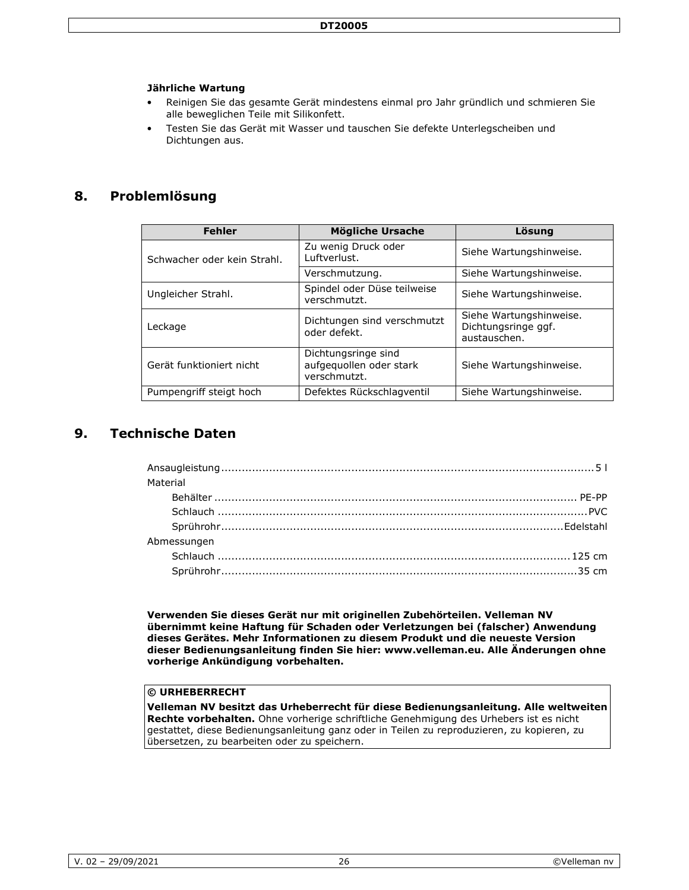**Jährliche Wartung**

- Reinigen Sie das gesamte Gerät mindestens einmal pro Jahr gründlich und schmieren Sie alle beweglichen Teile mit Silikonfett.
- Testen Sie das Gerät mit Wasser und tauschen Sie defekte Unterlegscheiben und Dichtungen aus.

## 8. Problemlösung

| Fehler | Mögliche Ursache | Lösung |
|---|---|---|
| Schwacher oder kein Strahl. | Zu wenig Druck oder Luftverlust. | Siehe Wartungshinweise. |
| | Verschmutzung. | Siehe Wartungshinweise. |
| Ungleicher Strahl. | Spindel oder Düse teilweise verschmutzt. | Siehe Wartungshinweise. |
| Leckage | Dichtungen sind verschmutzt oder defekt. | Siehe Wartungshinweise. Dichtungsringe ggf. austauschen. |
| Gerät funktioniert nicht | Dichtungsringe sind aufgequollen oder stark verschmutzt. | Siehe Wartungshinweise. |
| Pumpengriff steigt hoch | Defektes Rückschlagventil | Siehe Wartungshinweise. |

## 9. Technische Daten

Ansaugleistung .................. 5 l

Material

- Behälter .................. PE-PP
- Schlauch .................. PVC
- Sprührohr .................. Edelstahl

Abmessungen

- Schlauch .................. 125 cm
- Sprührohr .................. 35 cm

**Verwenden Sie dieses Gerät nur mit originellen Zubehörteilen. Velleman NV übernimmt keine Haftung für Schaden oder Verletzungen bei (falscher) Anwendung dieses Gerätes. Mehr Informationen zu diesem Produkt und die neueste Version dieser Bedienungsanleitung finden Sie hier: www.velleman.eu. Alle Änderungen ohne vorherige Ankündigung vorbehalten.**

**© URHEBERRECHT**

**Velleman NV besitzt das Urheberrecht für diese Bedienungsanleitung. Alle weltweiten Rechte vorbehalten.** Ohne vorherige schriftliche Genehmigung des Urhebers ist es nicht gestattet, diese Bedienungsanleitung ganz oder in Teilen zu reproduzieren, zu kopieren, zu übersetzen, zu bearbeiten oder zu speichern.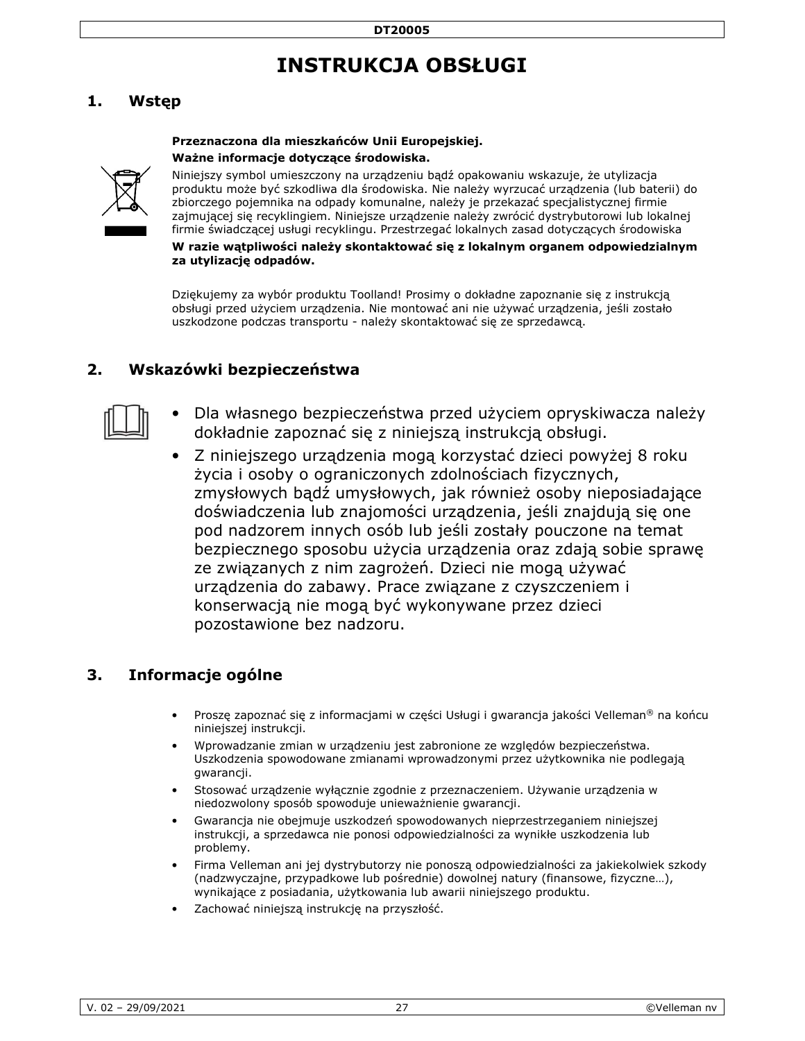# INSTRUKCJA OBSŁUGI

## 1. Wstęp

**Przeznaczona dla mieszkańców Unii Europejskiej.**

**Ważne informacje dotyczące środowiska.**

Niniejszy symbol umieszczony na urządzeniu bądź opakowaniu wskazuje, że utylizacja produktu może być szkodliwa dla środowiska. Nie należy wyrzucać urządzenia (lub baterii) do zbiorczego pojemnika na odpady komunalne, należy je przekazać specjalistycznej firmie zajmującej się recyklingiem. Niniejsze urządzenie należy zwrócić dystrybutorowi lub lokalnej firmie świadczącej usługi recyklingu. Przestrzegać lokalnych zasad dotyczących środowiska

**W razie wątpliwości należy skontaktować się z lokalnym organem odpowiedzialnym za utylizację odpadów.**

Dziękujemy za wybór produktu Toolland! Prosimy o dokładne zapoznanie się z instrukcją obsługi przed użyciem urządzenia. Nie montować ani nie używać urządzenia, jeśli zostało uszkodzone podczas transportu - należy skontaktować się ze sprzedawcą.

## 2. Wskazówki bezpieczeństwa

- Dla własnego bezpieczeństwa przed użyciem opryskiwacza należy dokładnie zapoznać się z niniejszą instrukcją obsługi.
- Z niniejszego urządzenia mogą korzystać dzieci powyżej 8 roku życia i osoby o ograniczonych zdolnościach fizycznych, zmysłowych bądź umysłowych, jak również osoby nieposiadające doświadczenia lub znajomości urządzenia, jeśli znajdują się one pod nadzorem innych osób lub jeśli zostały pouczone na temat bezpiecznego sposobu użycia urządzenia oraz zdają sobie sprawę ze związanych z nim zagrożeń. Dzieci nie mogą używać urządzenia do zabawy. Prace związane z czyszczeniem i konserwacją nie mogą być wykonywane przez dzieci pozostawione bez nadzoru.

## 3. Informacje ogólne

- Proszę zapoznać się z informacjami w części Usługi i gwarancja jakości Velleman® na końcu niniejszej instrukcji.
- Wprowadzanie zmian w urządzeniu jest zabronione ze względów bezpieczeństwa. Uszkodzenia spowodowane zmianami wprowadzonymi przez użytkownika nie podlegają gwarancji.
- Stosować urządzenie wyłącznie zgodnie z przeznaczeniem. Używanie urządzenia w niedozwolony sposób spowoduje unieważnienie gwarancji.
- Gwarancja nie obejmuje uszkodzeń spowodowanych nieprzestrzeganiem niniejszej instrukcji, a sprzedawca nie ponosi odpowiedzialności za wynikłe uszkodzenia lub problemy.
- Firma Velleman ani jej dystrybutorzy nie ponoszą odpowiedzialności za jakiekolwiek szkody (nadzwyczajne, przypadkowe lub pośrednie) dowolnej natury (finansowe, fizyczne…), wynikające z posiadania, użytkowania lub awarii niniejszego produktu.
- Zachować niniejszą instrukcję na przyszłość.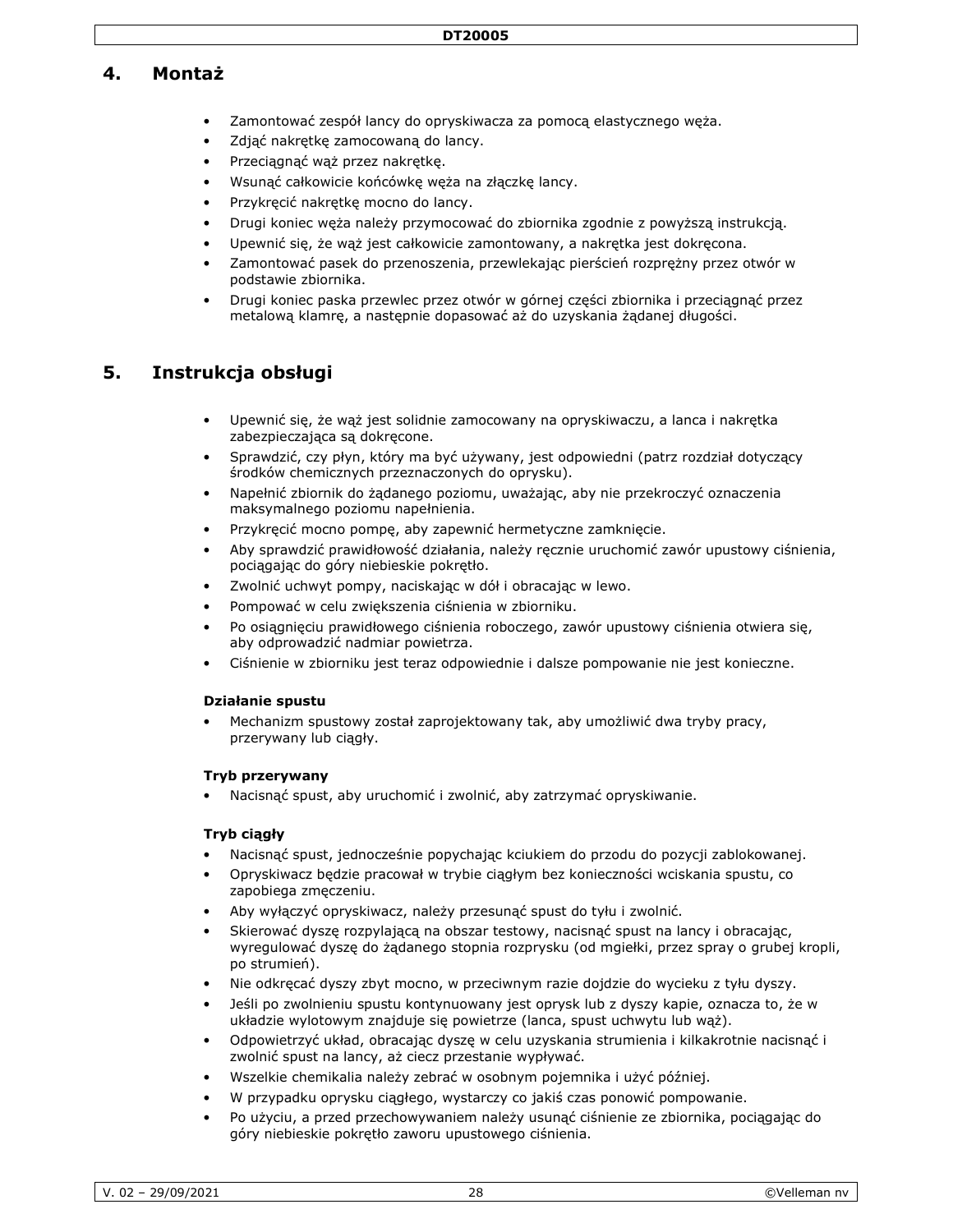## 4. Montaż

- Zamontować zespół lancy do opryskiwacza za pomocą elastycznego węża.
- Zdjąć nakrętkę zamocowaną do lancy.
- Przeciągnąć wąż przez nakrętkę.
- Wsunąć całkowicie końcówkę węża na złączkę lancy.
- Przykręcić nakrętkę mocno do lancy.
- Drugi koniec węża należy przymocować do zbiornika zgodnie z powyższą instrukcją.
- Upewnić się, że wąż jest całkowicie zamontowany, a nakrętka jest dokręcona.
- Zamontować pasek do przenoszenia, przewlekając pierścień rozprężny przez otwór w podstawie zbiornika.
- Drugi koniec paska przewlec przez otwór w górnej części zbiornika i przeciągnąć przez metalową klamrę, a następnie dopasować aż do uzyskania żądanej długości.

## 5. Instrukcja obsługi

- Upewnić się, że wąż jest solidnie zamocowany na opryskiwaczu, a lanca i nakrętka zabezpieczająca są dokręcone.
- Sprawdzić, czy płyn, który ma być używany, jest odpowiedni (patrz rozdział dotyczący środków chemicznych przeznaczonych do oprysku).
- Napełnić zbiornik do żądanego poziomu, uważając, aby nie przekroczyć oznaczenia maksymalnego poziomu napełnienia.
- Przykręcić mocno pompę, aby zapewnić hermetyczne zamknięcie.
- Aby sprawdzić prawidłowość działania, należy ręcznie uruchomić zawór upustowy ciśnienia, pociągając do góry niebieskie pokrętło.
- Zwolnić uchwyt pompy, naciskając w dół i obracając w lewo.
- Pompować w celu zwiększenia ciśnienia w zbiorniku.
- Po osiągnięciu prawidłowego ciśnienia roboczego, zawór upustowy ciśnienia otwiera się, aby odprowadzić nadmiar powietrza.
- Ciśnienie w zbiorniku jest teraz odpowiednie i dalsze pompowanie nie jest konieczne.

**Działanie spustu**

- Mechanizm spustowy został zaprojektowany tak, aby umożliwić dwa tryby pracy, przerywany lub ciągły.

**Tryb przerywany**

- Nacisnąć spust, aby uruchomić i zwolnić, aby zatrzymać opryskiwanie.

**Tryb ciągły**

- Nacisnąć spust, jednocześnie popychając kciukiem do przodu do pozycji zablokowanej.
- Opryskiwacz będzie pracował w trybie ciągłym bez konieczności wciskania spustu, co zapobiega zmęczeniu.
- Aby wyłączyć opryskiwacz, należy przesunąć spust do tyłu i zwolnić.
- Skierować dyszę rozpylającą na obszar testowy, nacisnąć spust na lancy i obracając, wyregulować dyszę do żądanego stopnia rozprysku (od mgiełki, przez spray o grubej kropli, po strumień).
- Nie odkręcać dyszy zbyt mocno, w przeciwnym razie dojdzie do wycieku z tyłu dyszy.
- Jeśli po zwolnieniu spustu kontynuowany jest oprysk lub z dyszy kapie, oznacza to, że w układzie wylotowym znajduje się powietrze (lanca, spust uchwytu lub wąż).
- Odpowietrzyć układ, obracając dyszę w celu uzyskania strumienia i kilkakrotnie nacisnąć i zwolnić spust na lancy, aż ciecz przestanie wypływać.
- Wszelkie chemikalia należy zebrać w osobnym pojemnika i użyć później.
- W przypadku oprysku ciągłego, wystarczy co jakiś czas ponowić pompowanie.
- Po użyciu, a przed przechowywaniem należy usunąć ciśnienie ze zbiornika, pociągając do góry niebieskie pokrętło zaworu upustowego ciśnienia.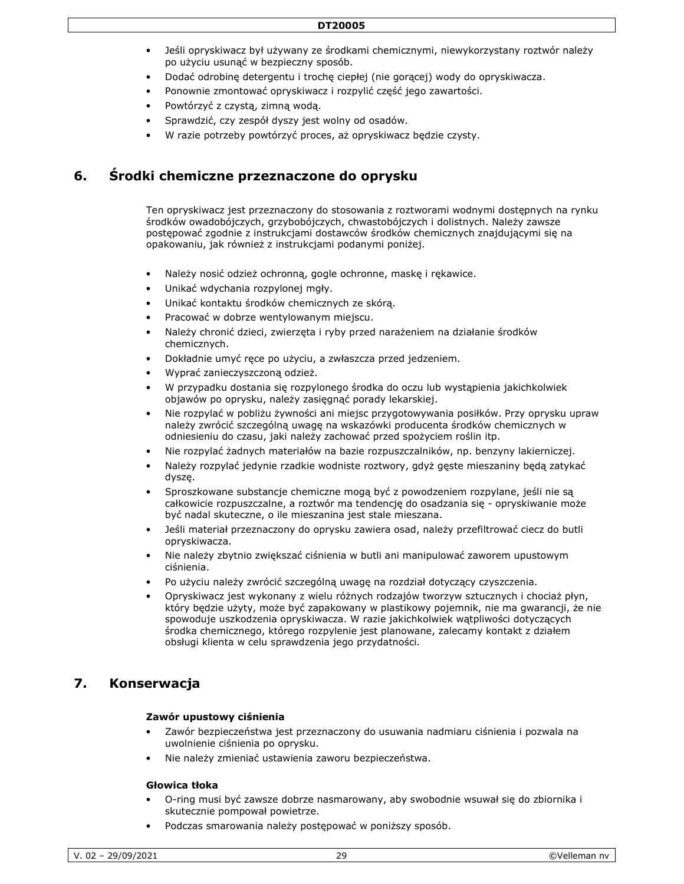- Jeśli opryskiwacz był używany ze środkami chemicznymi, niewykorzystany roztwór należy po użyciu usunąć w bezpieczny sposób.
- Dodać odrobinę detergentu i trochę ciepłej (nie gorącej) wody do opryskiwacza.
- Ponownie zmontować opryskiwacz i rozpylić część jego zawartości.
- Powtórzyć z czystą, zimną wodą.
- Sprawdzić, czy zespół dyszy jest wolny od osadów.
- W razie potrzeby powtórzyć proces, aż opryskiwacz będzie czysty.

## 6. Środki chemiczne przeznaczone do oprysku

Ten opryskiwacz jest przeznaczony do stosowania z roztworami wodnymi dostępnych na rynku środków owadobójczych, grzybobójczych, chwastobójczych i dolistnych. Należy zawsze postępować zgodnie z instrukcjami dostawców środków chemicznych znajdującymi się na opakowaniu, jak również z instrukcjami podanymi poniżej.

- Należy nosić odzież ochronną, gogle ochronne, maskę i rękawice.
- Unikać wdychania rozpylonej mgły.
- Unikać kontaktu środków chemicznych ze skórą.
- Pracować w dobrze wentylowanym miejscu.
- Należy chronić dzieci, zwierzęta i ryby przed narażeniem na działanie środków chemicznych.
- Dokładnie umyć ręce po użyciu, a zwłaszcza przed jedzeniem.
- Wyprać zanieczyszczoną odzież.
- W przypadku dostania się rozpylonego środka do oczu lub wystąpienia jakichkolwiek objawów po oprysku, należy zasięgnąć porady lekarskiej.
- Nie rozpylać w pobliżu żywności ani miejsc przygotowywania posiłków. Przy oprysku upraw należy zwrócić szczególną uwagę na wskazówki producenta środków chemicznych w odniesieniu do czasu, jaki należy zachować przed spożyciem roślin itp.
- Nie rozpylać żadnych materiałów na bazie rozpuszczalników, np. benzyny lakierniczej.
- Należy rozpylać jedynie rzadkie wodniste roztwory, gdyż gęste mieszaniny będą zatykać dyszę.
- Sproszkowane substancje chemiczne mogą być z powodzeniem rozpylane, jeśli nie są całkowicie rozpuszczalne, a roztwór ma tendencję do osadzania się - opryskiwanie może być nadal skuteczne, o ile mieszanina jest stale mieszana.
- Jeśli materiał przeznaczony do oprysku zawiera osad, należy przefiltrować ciecz do butli opryskiwacza.
- Nie należy zbytnio zwiększać ciśnienia w butli ani manipulować zaworem upustowym ciśnienia.
- Po użyciu należy zwrócić szczególną uwagę na rozdział dotyczący czyszczenia.
- Opryskiwacz jest wykonany z wielu różnych rodzajów tworzyw sztucznych i chociaż płyn, który będzie użyty, może być zapakowany w plastikowy pojemnik, nie ma gwarancji, że nie spowoduje uszkodzenia opryskiwacza. W razie jakichkolwiek wątpliwości dotyczących środka chemicznego, którego rozpylenie jest planowane, zalecamy kontakt z działem obsługi klienta w celu sprawdzenia jego przydatności.

## 7. Konserwacja

**Zawór upustowy ciśnienia**

- Zawór bezpieczeństwa jest przeznaczony do usuwania nadmiaru ciśnienia i pozwala na uwolnienie ciśnienia po oprysku.
- Nie należy zmieniać ustawienia zaworu bezpieczeństwa.

**Głowica tłoka**

- O-ring musi być zawsze dobrze nasmarowany, aby swobodnie wsuwał się do zbiornika i skutecznie pompował powietrze.
- Podczas smarowania należy postępować w poniższy sposób.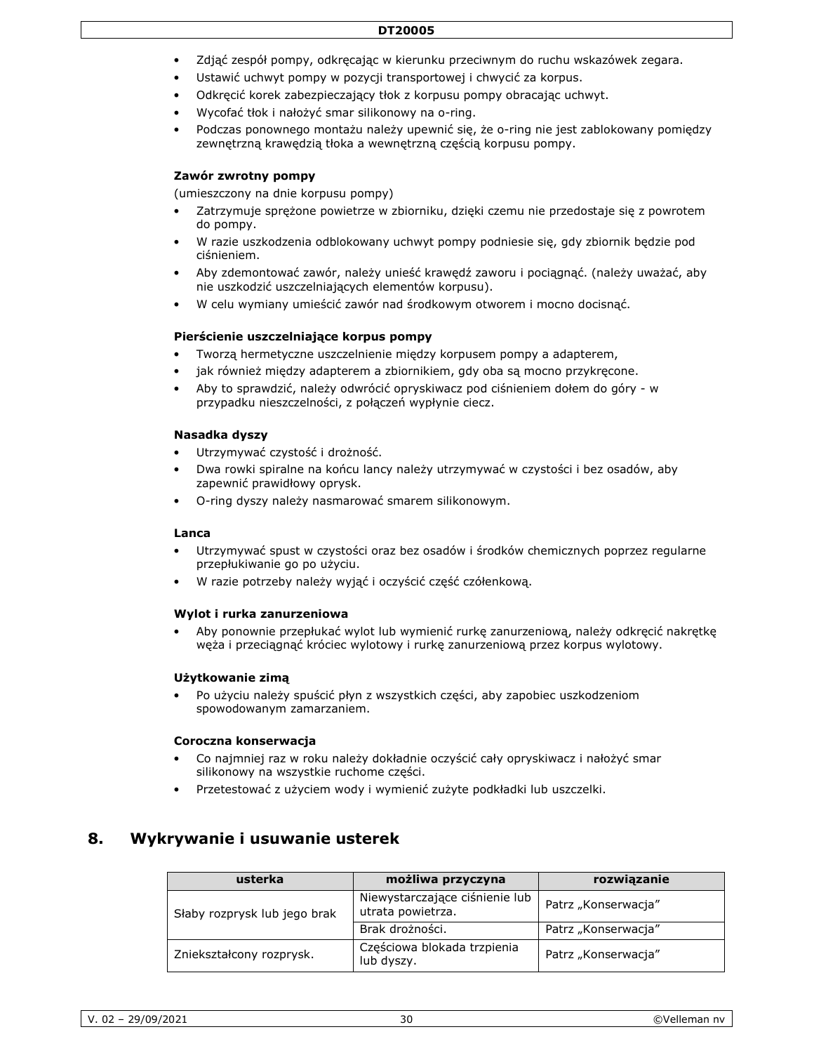- Zdjąć zespół pompy, odkręcając w kierunku przeciwnym do ruchu wskazówek zegara.
- Ustawić uchwyt pompy w pozycji transportowej i chwycić za korpus.
- Odkręcić korek zabezpieczający tłok z korpusu pompy obracając uchwyt.
- Wycofać tłok i nałożyć smar silikonowy na o-ring.
- Podczas ponownego montażu należy upewnić się, że o-ring nie jest zablokowany pomiędzy zewnętrzną krawędzią tłoka a wewnętrzną częścią korpusu pompy.

**Zawór zwrotny pompy**

(umieszczony na dnie korpusu pompy)

- Zatrzymuje sprężone powietrze w zbiorniku, dzięki czemu nie przedostaje się z powrotem do pompy.
- W razie uszkodzenia odblokowany uchwyt pompy podniesie się, gdy zbiornik będzie pod ciśnieniem.
- Aby zdemontować zawór, należy unieść krawędź zaworu i pociągnąć. (należy uważać, aby nie uszkodzić uszczelniających elementów korpusu).
- W celu wymiany umieścić zawór nad środkowym otworem i mocno docisnąć.

**Pierścienie uszczelniające korpus pompy**

- Tworzą hermetyczne uszczelnienie między korpusem pompy a adapterem,
- jak również między adapterem a zbiornikiem, gdy oba są mocno przykręcone.
- Aby to sprawdzić, należy odwrócić opryskiwacz pod ciśnieniem dołem do góry - w przypadku nieszczelności, z połączeń wypłynie ciecz.

**Nasadka dyszy**

- Utrzymywać czystość i drożność.
- Dwa rowki spiralne na końcu lancy należy utrzymywać w czystości i bez osadów, aby zapewnić prawidłowy oprysk.
- O-ring dyszy należy nasmarować smarem silikonowym.

**Lanca**

- Utrzymywać spust w czystości oraz bez osadów i środków chemicznych poprzez regularne przepłukiwanie go po użyciu.
- W razie potrzeby należy wyjąć i oczyścić część czółenkową.

**Wylot i rurka zanurzeniowa**

- Aby ponownie przepłukać wylot lub wymienić rurkę zanurzeniową, należy odkręcić nakrętkę węża i przeciągnąć króciec wylotowy i rurkę zanurzeniową przez korpus wylotowy.

**Użytkowanie zimą**

- Po użyciu należy spuścić płyn z wszystkich części, aby zapobiec uszkodzeniom spowodowanym zamarzaniem.

**Coroczna konserwacja**

- Co najmniej raz w roku należy dokładnie oczyścić cały opryskiwacz i nałożyć smar silikonowy na wszystkie ruchome części.
- Przetestować z użyciem wody i wymienić zużyte podkładki lub uszczelki.

# 8. Wykrywanie i usuwanie usterek

| usterka | możliwa przyczyna | rozwiązanie |
|---|---|---|
| Słaby rozprysk lub jego brak | Niewystarczające ciśnienie lub utrata powietrza. | Patrz „Konserwacja” |
| | Brak drożności. | Patrz „Konserwacja” |
| Zniekształcony rozprysk. | Częściowa blokada trzpienia lub dyszy. | Patrz „Konserwacja” |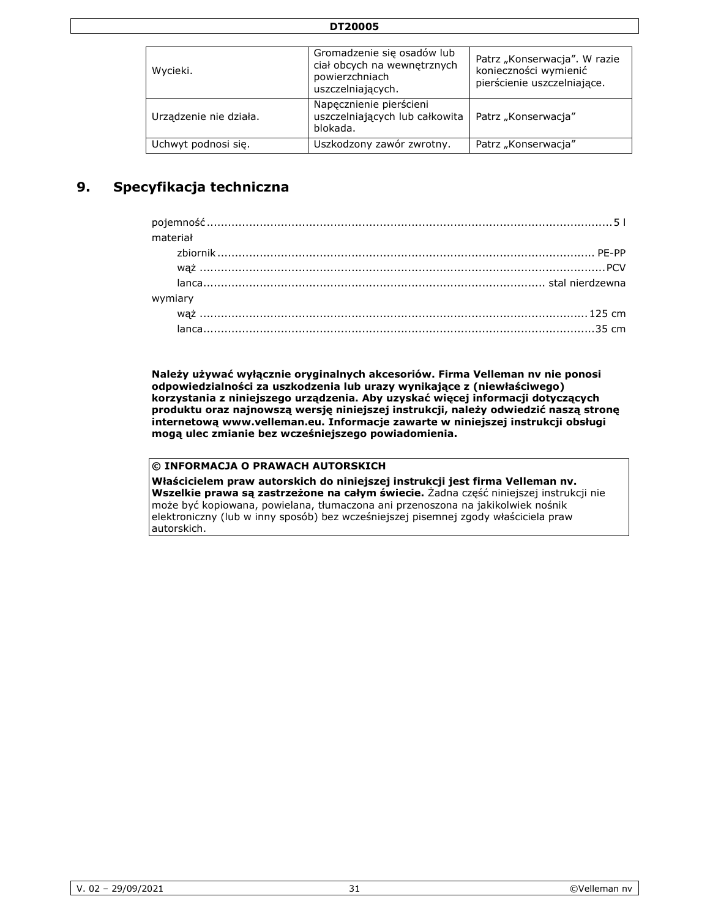| | | |
|---|---|---|
| Wycieki. | Gromadzenie się osadów lub ciał obcych na wewnętrznych powierzchniach uszczelniających. | Patrz „Konserwacja". W razie konieczności wymienić pierścienie uszczelniające. |
| Urządzenie nie działa. | Napęcznienie pierścieni uszczelniających lub całkowita blokada. | Patrz „Konserwacja" |
| Uchwyt podnosi się. | Uszkodzony zawór zwrotny. | Patrz „Konserwacja" |

## 9. Specyfikacja techniczna

pojemność .................................................. 5 l

materiał

- zbiornik .................................................. PE-PP
- wąż .................................................. PCV
- lanca .................................................. stal nierdzewna

wymiary

- wąż .................................................. 125 cm
- lanca .................................................. 35 cm

**Należy używać wyłącznie oryginalnych akcesoriów. Firma Velleman nv nie ponosi odpowiedzialności za uszkodzenia lub urazy wynikające z (niewłaściwego) korzystania z niniejszego urządzenia. Aby uzyskać więcej informacji dotyczących produktu oraz najnowszą wersję niniejszej instrukcji, należy odwiedzić naszą stronę internetową www.velleman.eu. Informacje zawarte w niniejszej instrukcji obsługi mogą ulec zmianie bez wcześniejszego powiadomienia.**

**© INFORMACJA O PRAWACH AUTORSKICH**

**Właścicielem praw autorskich do niniejszej instrukcji jest firma Velleman nv. Wszelkie prawa są zastrzeżone na całym świecie.** Żadna część niniejszej instrukcji nie może być kopiowana, powielana, tłumaczona ani przenoszona na jakikolwiek nośnik elektroniczny (lub w inny sposób) bez wcześniejszej pisemnej zgody właściciela praw autorskich.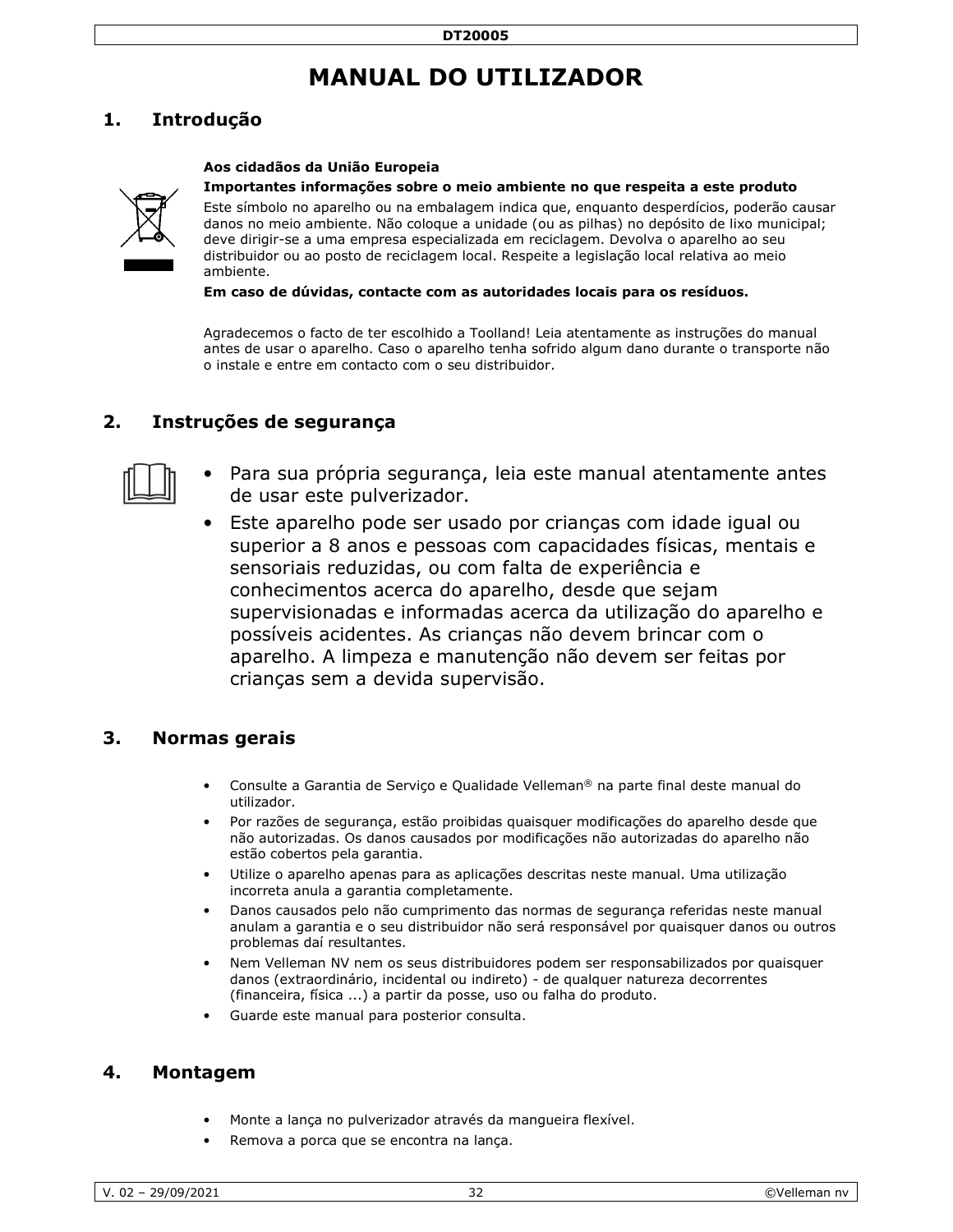# MANUAL DO UTILIZADOR

## 1. Introdução

**Aos cidadãos da União Europeia**

**Importantes informações sobre o meio ambiente no que respeita a este produto**

Este símbolo no aparelho ou na embalagem indica que, enquanto desperdícios, poderão causar danos no meio ambiente. Não coloque a unidade (ou as pilhas) no depósito de lixo municipal; deve dirigir-se a uma empresa especializada em reciclagem. Devolva o aparelho ao seu distribuidor ou ao posto de reciclagem local. Respeite a legislação local relativa ao meio ambiente.

**Em caso de dúvidas, contacte com as autoridades locais para os resíduos.**

Agradecemos o facto de ter escolhido a Toolland! Leia atentamente as instruções do manual antes de usar o aparelho. Caso o aparelho tenha sofrido algum dano durante o transporte não o instale e entre em contacto com o seu distribuidor.

## 2. Instruções de segurança

- Para sua própria segurança, leia este manual atentamente antes de usar este pulverizador.
- Este aparelho pode ser usado por crianças com idade igual ou superior a 8 anos e pessoas com capacidades físicas, mentais e sensoriais reduzidas, ou com falta de experiência e conhecimentos acerca do aparelho, desde que sejam supervisionadas e informadas acerca da utilização do aparelho e possíveis acidentes. As crianças não devem brincar com o aparelho. A limpeza e manutenção não devem ser feitas por crianças sem a devida supervisão.

## 3. Normas gerais

- Consulte a Garantia de Serviço e Qualidade Velleman® na parte final deste manual do utilizador.
- Por razões de segurança, estão proibidas quaisquer modificações do aparelho desde que não autorizadas. Os danos causados por modificações não autorizadas do aparelho não estão cobertos pela garantia.
- Utilize o aparelho apenas para as aplicações descritas neste manual. Uma utilização incorreta anula a garantia completamente.
- Danos causados pelo não cumprimento das normas de segurança referidas neste manual anulam a garantia e o seu distribuidor não será responsável por quaisquer danos ou outros problemas daí resultantes.
- Nem Velleman NV nem os seus distribuidores podem ser responsabilizados por quaisquer danos (extraordinário, incidental ou indireto) - de qualquer natureza decorrentes (financeira, física ...) a partir da posse, uso ou falha do produto.
- Guarde este manual para posterior consulta.

## 4. Montagem

- Monte a lança no pulverizador através da mangueira flexível.
- Remova a porca que se encontra na lança.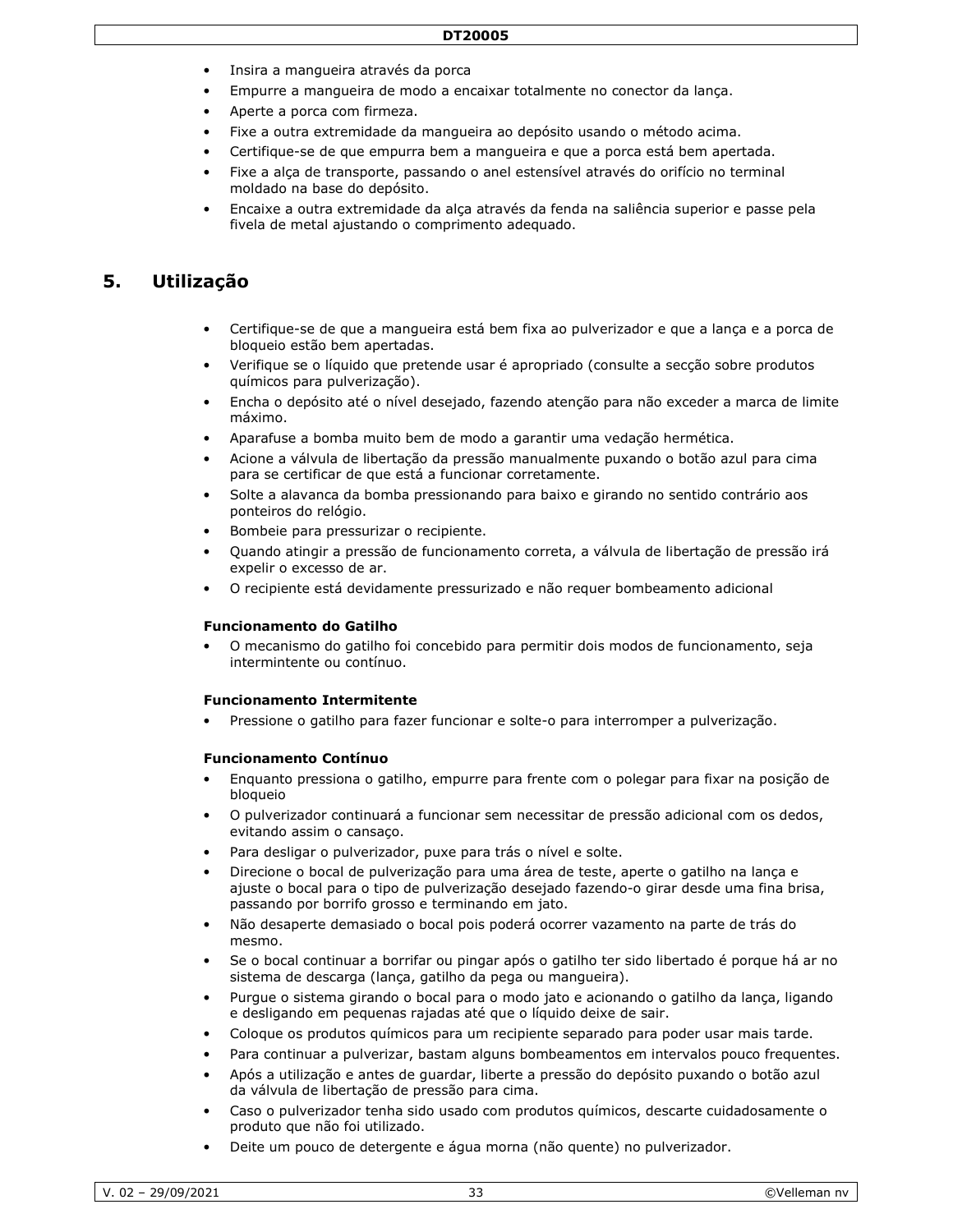- Insira a mangueira através da porca
- Empurre a mangueira de modo a encaixar totalmente no conector da lança.
- Aperte a porca com firmeza.
- Fixe a outra extremidade da mangueira ao depósito usando o método acima.
- Certifique-se de que empurra bem a mangueira e que a porca está bem apertada.
- Fixe a alça de transporte, passando o anel estensível através do orifício no terminal moldado na base do depósito.
- Encaixe a outra extremidade da alça através da fenda na saliência superior e passe pela fivela de metal ajustando o comprimento adequado.

## 5. Utilização

- Certifique-se de que a mangueira está bem fixa ao pulverizador e que a lança e a porca de bloqueio estão bem apertadas.
- Verifique se o líquido que pretende usar é apropriado (consulte a secção sobre produtos químicos para pulverização).
- Encha o depósito até o nível desejado, fazendo atenção para não exceder a marca de limite máximo.
- Aparafuse a bomba muito bem de modo a garantir uma vedação hermética.
- Acione a válvula de libertação da pressão manualmente puxando o botão azul para cima para se certificar de que está a funcionar corretamente.
- Solte a alavanca da bomba pressionando para baixo e girando no sentido contrário aos ponteiros do relógio.
- Bombeie para pressurizar o recipiente.
- Quando atingir a pressão de funcionamento correta, a válvula de libertação de pressão irá expelir o excesso de ar.
- O recipiente está devidamente pressurizado e não requer bombeamento adicional

**Funcionamento do Gatilho**

- O mecanismo do gatilho foi concebido para permitir dois modos de funcionamento, seja intermintente ou contínuo.

**Funcionamento Intermitente**

- Pressione o gatilho para fazer funcionar e solte-o para interromper a pulverização.

**Funcionamento Contínuo**

- Enquanto pressiona o gatilho, empurre para frente com o polegar para fixar na posição de bloqueio
- O pulverizador continuará a funcionar sem necessitar de pressão adicional com os dedos, evitando assim o cansaço.
- Para desligar o pulverizador, puxe para trás o nível e solte.
- Direcione o bocal de pulverização para uma área de teste, aperte o gatilho na lança e ajuste o bocal para o tipo de pulverização desejado fazendo-o girar desde uma fina brisa, passando por borrifo grosso e terminando em jato.
- Não desaperte demasiado o bocal pois poderá ocorrer vazamento na parte de trás do mesmo.
- Se o bocal continuar a borrifar ou pingar após o gatilho ter sido libertado é porque há ar no sistema de descarga (lança, gatilho da pega ou mangueira).
- Purgue o sistema girando o bocal para o modo jato e acionando o gatilho da lança, ligando e desligando em pequenas rajadas até que o líquido deixe de sair.
- Coloque os produtos químicos para um recipiente separado para poder usar mais tarde.
- Para continuar a pulverizar, bastam alguns bombeamentos em intervalos pouco frequentes.
- Após a utilização e antes de guardar, liberte a pressão do depósito puxando o botão azul da válvula de libertação de pressão para cima.
- Caso o pulverizador tenha sido usado com produtos químicos, descarte cuidadosamente o produto que não foi utilizado.
- Deite um pouco de detergente e água morna (não quente) no pulverizador.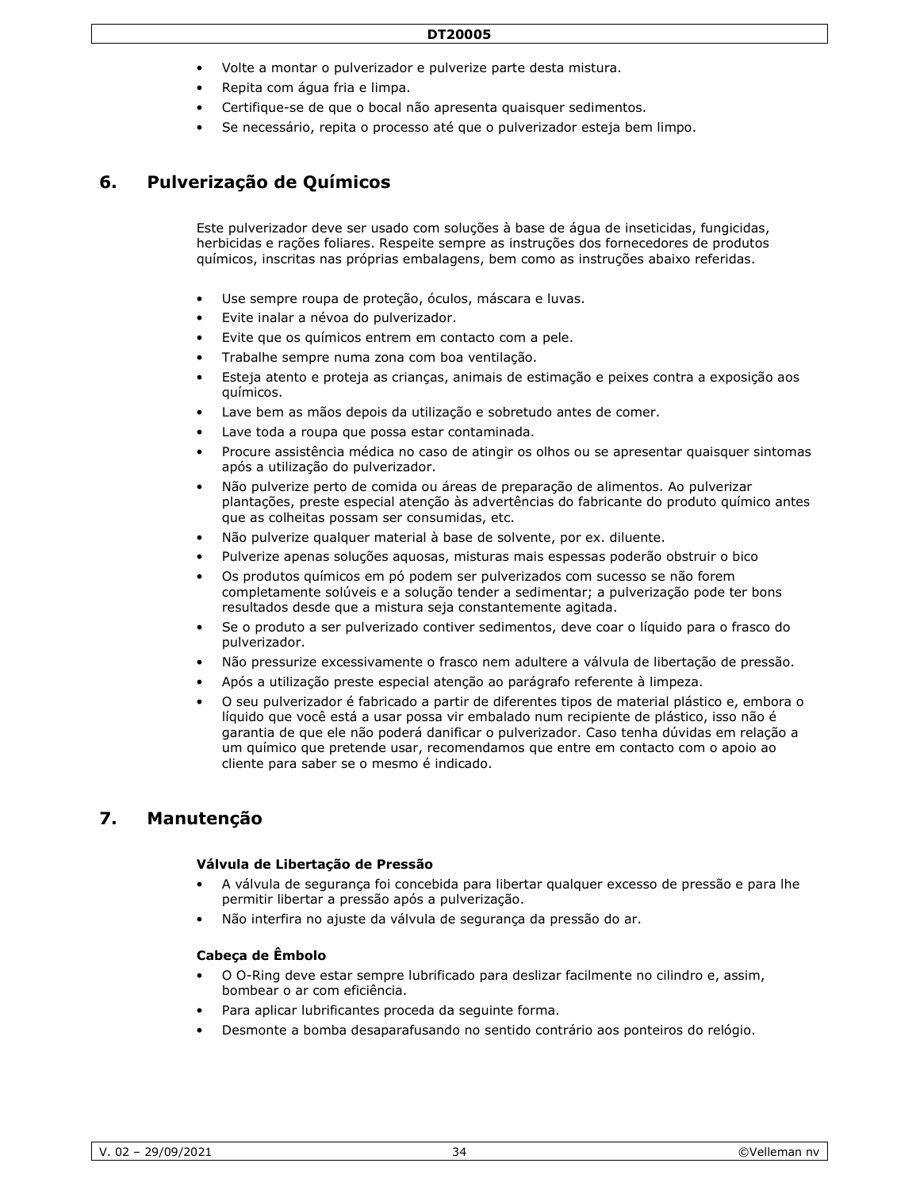- Volte a montar o pulverizador e pulverize parte desta mistura.
- Repita com água fria e limpa.
- Certifique-se de que o bocal não apresenta quaisquer sedimentos.
- Se necessário, repita o processo até que o pulverizador esteja bem limpo.

# 6. Pulverização de Químicos

Este pulverizador deve ser usado com soluções à base de água de inseticidas, fungicidas, herbicidas e rações foliares. Respeite sempre as instruções dos fornecedores de produtos químicos, inscritas nas próprias embalagens, bem como as instruções abaixo referidas.

- Use sempre roupa de proteção, óculos, máscara e luvas.
- Evite inalar a névoa do pulverizador.
- Evite que os químicos entrem em contacto com a pele.
- Trabalhe sempre numa zona com boa ventilação.
- Esteja atento e proteja as crianças, animais de estimação e peixes contra a exposição aos químicos.
- Lave bem as mãos depois da utilização e sobretudo antes de comer.
- Lave toda a roupa que possa estar contaminada.
- Procure assistência médica no caso de atingir os olhos ou se apresentar quaisquer sintomas após a utilização do pulverizador.
- Não pulverize perto de comida ou áreas de preparação de alimentos. Ao pulverizar plantações, preste especial atenção às advertências do fabricante do produto químico antes que as colheitas possam ser consumidas, etc.
- Não pulverize qualquer material à base de solvente, por ex. diluente.
- Pulverize apenas soluções aquosas, misturas mais espessas poderão obstruir o bico
- Os produtos químicos em pó podem ser pulverizados com sucesso se não forem completamente solúveis e a solução tender a sedimentar; a pulverização pode ter bons resultados desde que a mistura seja constantemente agitada.
- Se o produto a ser pulverizado contiver sedimentos, deve coar o líquido para o frasco do pulverizador.
- Não pressurize excessivamente o frasco nem adultere a válvula de libertação de pressão.
- Após a utilização preste especial atenção ao parágrafo referente à limpeza.
- O seu pulverizador é fabricado a partir de diferentes tipos de material plástico e, embora o líquido que você está a usar possa vir embalado num recipiente de plástico, isso não é garantia de que ele não poderá danificar o pulverizador. Caso tenha dúvidas em relação a um químico que pretende usar, recomendamos que entre em contacto com o apoio ao cliente para saber se o mesmo é indicado.

# 7. Manutenção

**Válvula de Libertação de Pressão**

- A válvula de segurança foi concebida para libertar qualquer excesso de pressão e para lhe permitir libertar a pressão após a pulverização.
- Não interfira no ajuste da válvula de segurança da pressão do ar.

**Cabeça de Êmbolo**

- O O-Ring deve estar sempre lubrificado para deslizar facilmente no cilindro e, assim, bombear o ar com eficiência.
- Para aplicar lubrificantes proceda da seguinte forma.
- Desmonte a bomba desaparafusando no sentido contrário aos ponteiros do relógio.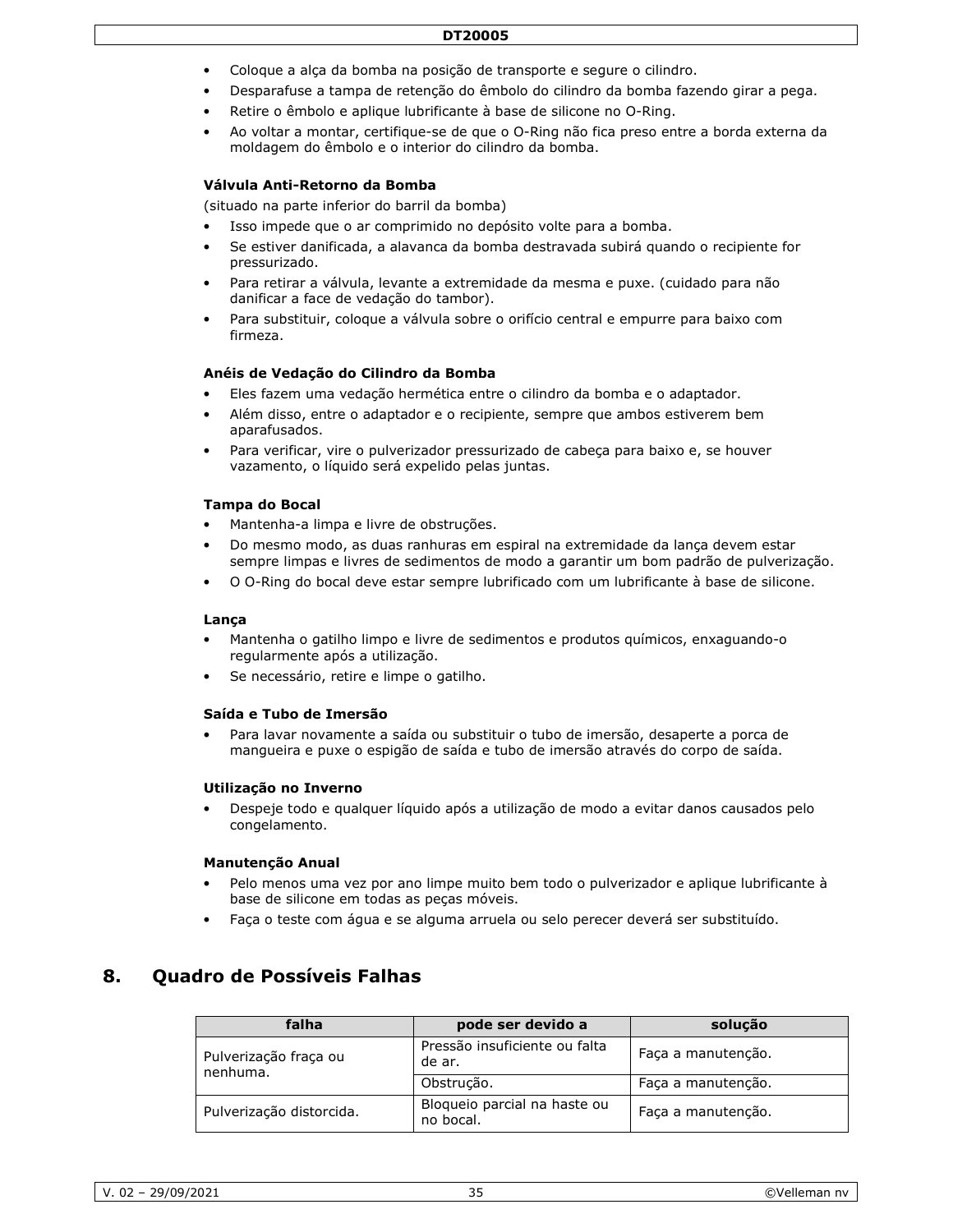- Coloque a alça da bomba na posição de transporte e segure o cilindro.
- Desparafuse a tampa de retenção do êmbolo do cilindro da bomba fazendo girar a pega.
- Retire o êmbolo e aplique lubrificante à base de silicone no O-Ring.
- Ao voltar a montar, certifique-se de que o O-Ring não fica preso entre a borda externa da moldagem do êmbolo e o interior do cilindro da bomba.

**Válvula Anti-Retorno da Bomba**

(situado na parte inferior do barril da bomba)

- Isso impede que o ar comprimido no depósito volte para a bomba.
- Se estiver danificada, a alavanca da bomba destravada subirá quando o recipiente for pressurizado.
- Para retirar a válvula, levante a extremidade da mesma e puxe. (cuidado para não danificar a face de vedação do tambor).
- Para substituir, coloque a válvula sobre o orifício central e empurre para baixo com firmeza.

**Anéis de Vedação do Cilindro da Bomba**

- Eles fazem uma vedação hermética entre o cilindro da bomba e o adaptador.
- Além disso, entre o adaptador e o recipiente, sempre que ambos estiverem bem aparafusados.
- Para verificar, vire o pulverizador pressurizado de cabeça para baixo e, se houver vazamento, o líquido será expelido pelas juntas.

**Tampa do Bocal**

- Mantenha-a limpa e livre de obstruções.
- Do mesmo modo, as duas ranhuras em espiral na extremidade da lança devem estar sempre limpas e livres de sedimentos de modo a garantir um bom padrão de pulverização.
- O O-Ring do bocal deve estar sempre lubrificado com um lubrificante à base de silicone.

**Lança**

- Mantenha o gatilho limpo e livre de sedimentos e produtos químicos, enxaguando-o regularmente após a utilização.
- Se necessário, retire e limpe o gatilho.

**Saída e Tubo de Imersão**

- Para lavar novamente a saída ou substituir o tubo de imersão, desaperte a porca de mangueira e puxe o espigão de saída e tubo de imersão através do corpo de saída.

**Utilização no Inverno**

- Despeje todo e qualquer líquido após a utilização de modo a evitar danos causados pelo congelamento.

**Manutenção Anual**

- Pelo menos uma vez por ano limpe muito bem todo o pulverizador e aplique lubrificante à base de silicone em todas as peças móveis.
- Faça o teste com água e se alguma arruela ou selo perecer deverá ser substituído.

## 8. Quadro de Possíveis Falhas

| falha | pode ser devido a | solução |
|---|---|---|
| Pulverização fraça ou nenhuma. | Pressão insuficiente ou falta de ar. | Faça a manutenção. |
| | Obstrução. | Faça a manutenção. |
| Pulverização distorcida. | Bloqueio parcial na haste ou no bocal. | Faça a manutenção. |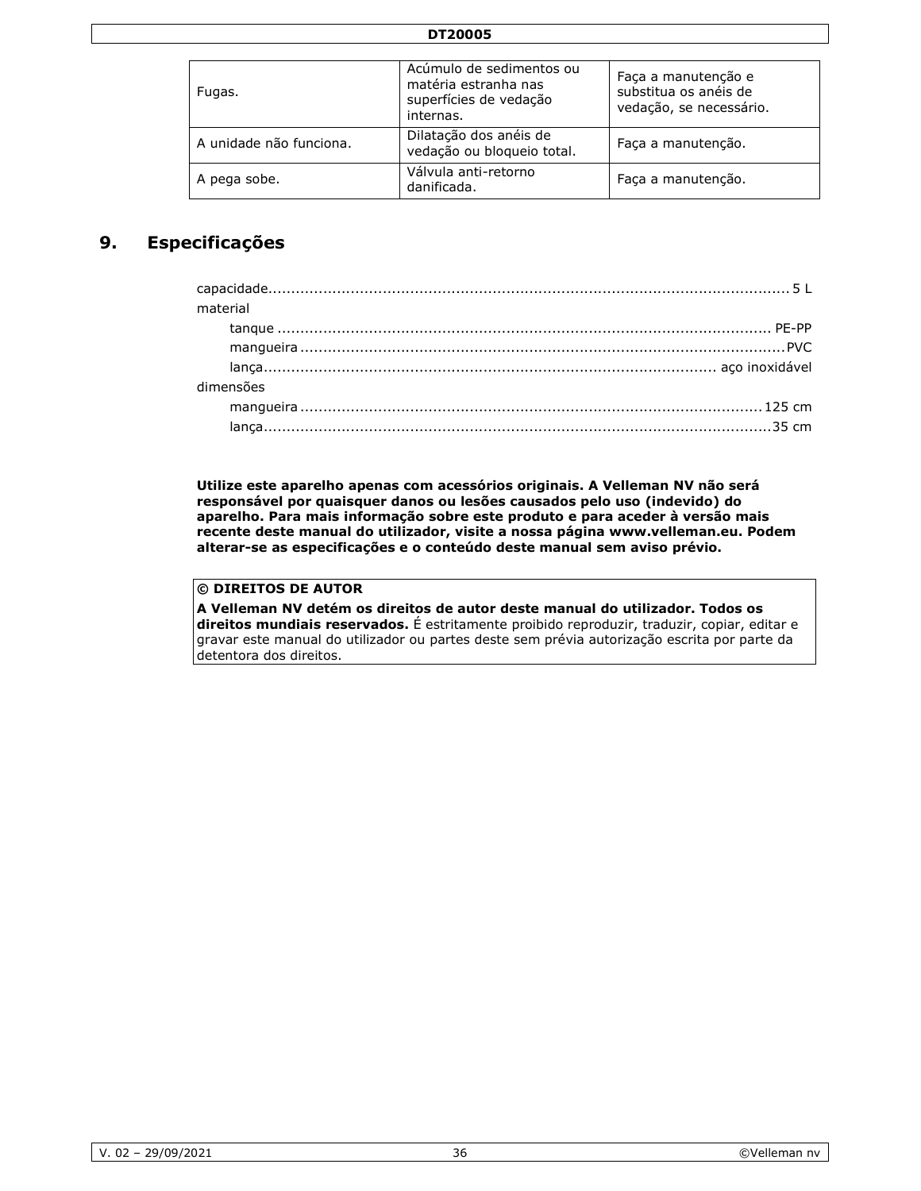| | | |
|---|---|---|
| Fugas. | Acúmulo de sedimentos ou matéria estranha nas superfícies de vedação internas. | Faça a manutenção e substitua os anéis de vedação, se necessário. |
| A unidade não funciona. | Dilatação dos anéis de vedação ou bloqueio total. | Faça a manutenção. |
| A pega sobe. | Válvula anti-retorno danificada. | Faça a manutenção. |

## 9. Especificações

capacidade ..... 5 L

material

- tanque ..... PE-PP
- mangueira ..... PVC
- lança ..... aço inoxidável

dimensões

- mangueira ..... 125 cm
- lança ..... 35 cm

**Utilize este aparelho apenas com acessórios originais. A Velleman NV não será responsável por quaisquer danos ou lesões causados pelo uso (indevido) do aparelho. Para mais informação sobre este produto e para aceder à versão mais recente deste manual do utilizador, visite a nossa página www.velleman.eu. Podem alterar-se as especificações e o conteúdo deste manual sem aviso prévio.**

**© DIREITOS DE AUTOR**

**A Velleman NV detém os direitos de autor deste manual do utilizador. Todos os direitos mundiais reservados.** É estritamente proibido reproduzir, traduzir, copiar, editar e gravar este manual do utilizador ou partes deste sem prévia autorização escrita por parte da detentora dos direitos.